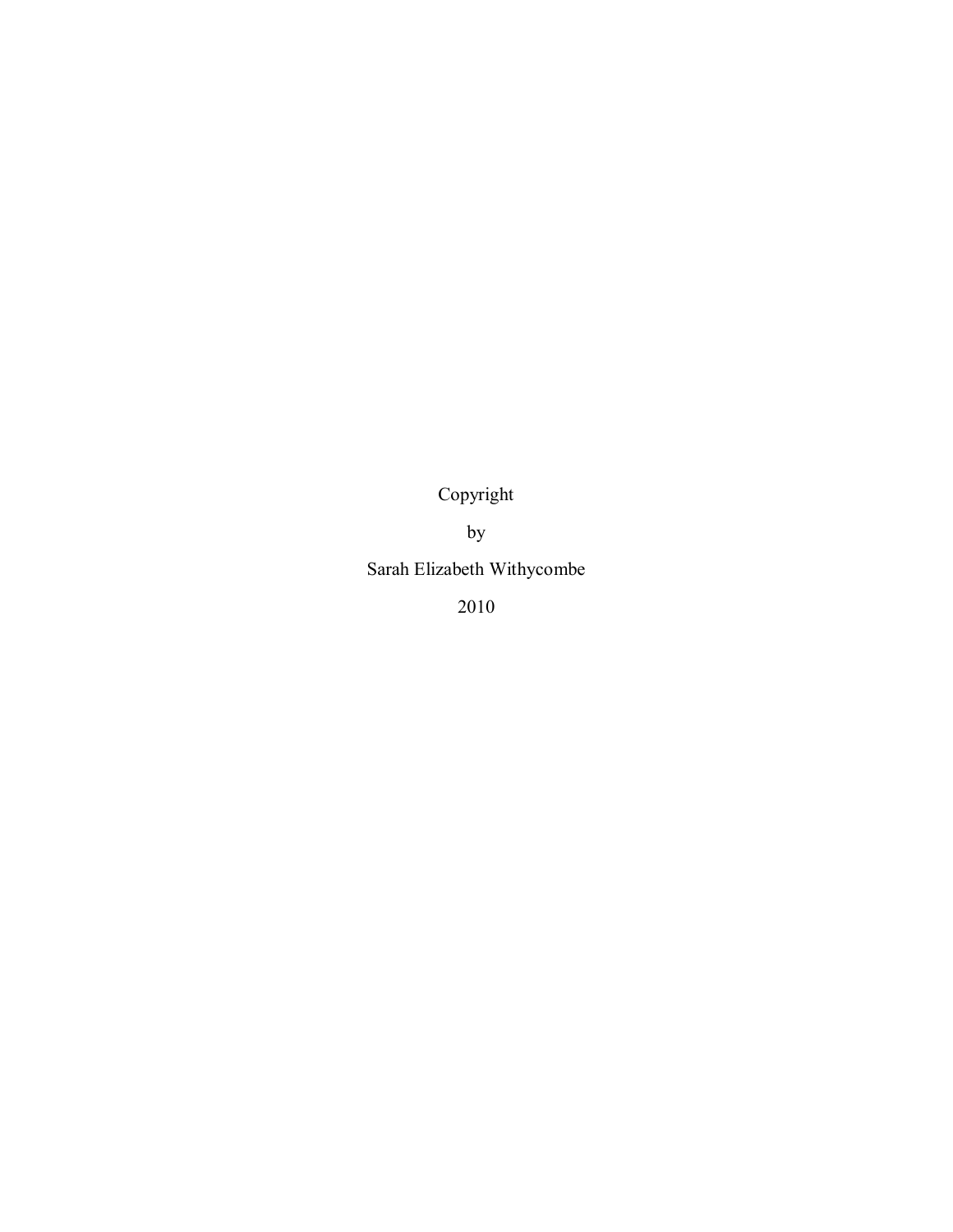Copyright

by

Sarah Elizabeth Withycombe

2010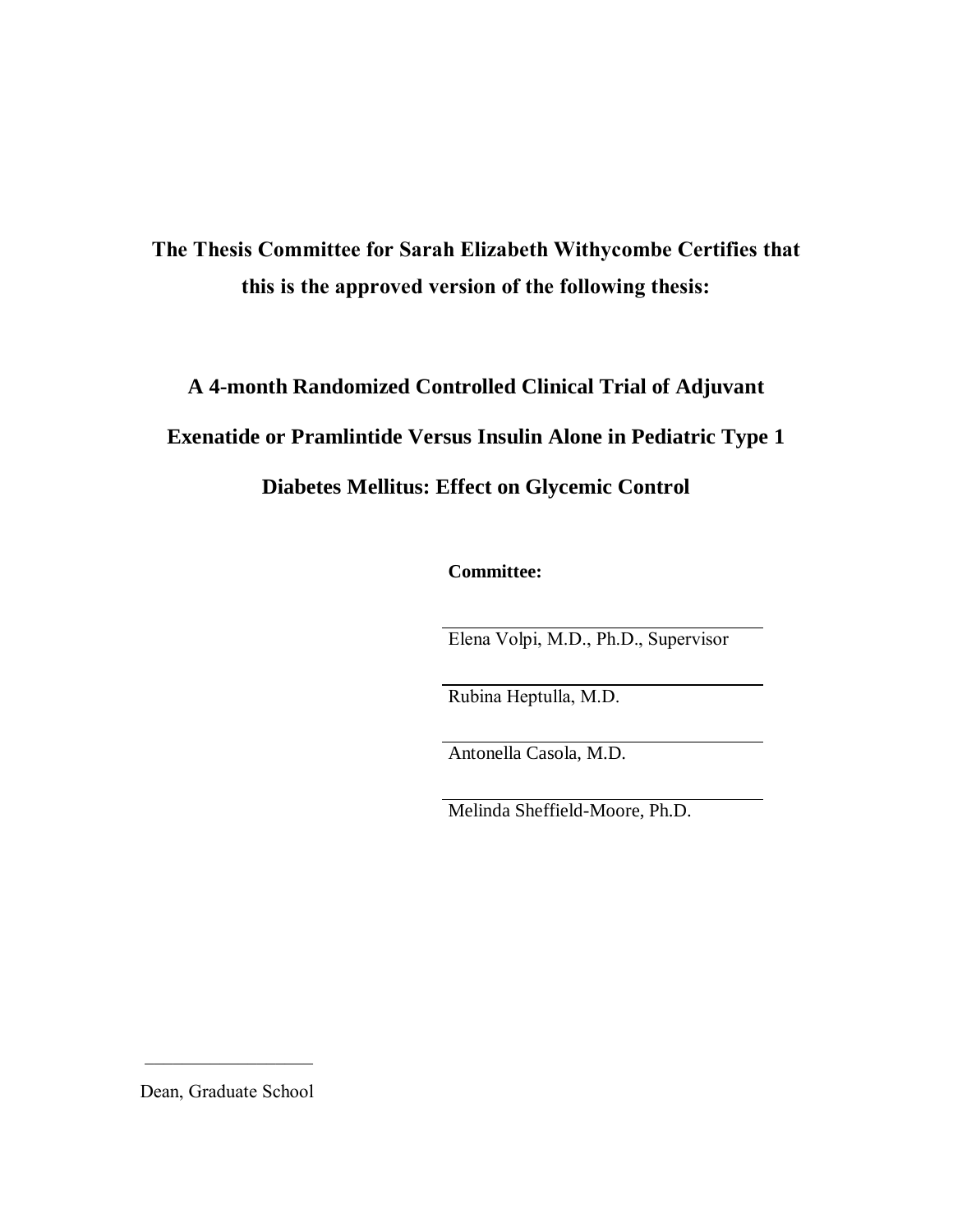**The Thesis Committee for Sarah Elizabeth Withycombe Certifies that this is the approved version of the following thesis:**

**A 4-month Randomized Controlled Clinical Trial of Adjuvant Exenatide or Pramlintide Versus Insulin Alone in Pediatric Type 1 Diabetes Mellitus: Effect on Glycemic Control**

**Committee:**

Elena Volpi, M.D., Ph.D., Supervisor

Rubina Heptulla, M.D.

Antonella Casola, M.D.

Melinda Sheffield-Moore, Ph.D.

Dean, Graduate School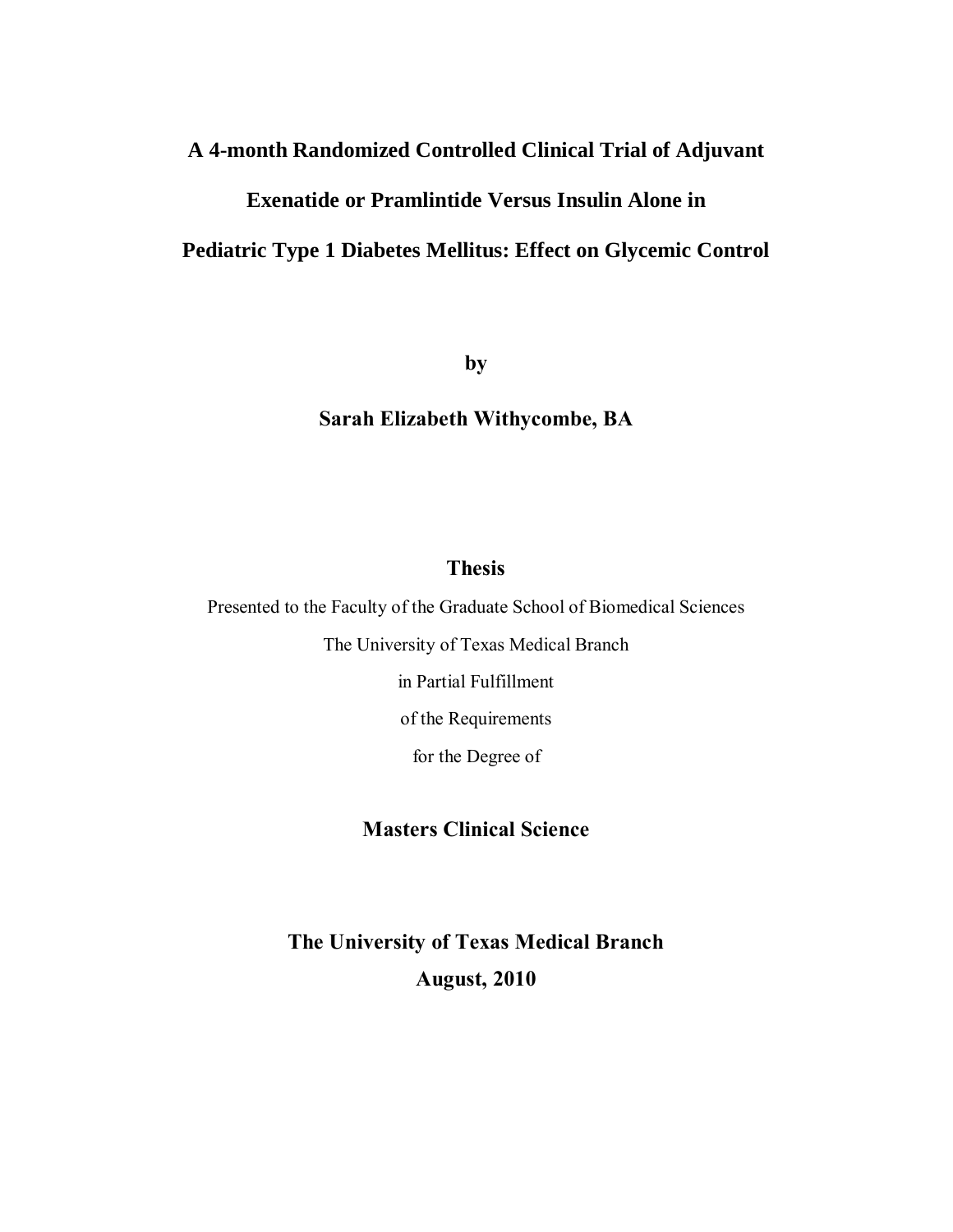# A 4-month Randomized Controlled Clinical Trial of Adjuvant Exenatide or Pramlintide Versus Insulin Alone in Pediatric Type 1 Diabetes Mellitus: Effect on Glycemic Control

**by**

**Sarah Elizabeth Withycombe, BA**

**Thesis**

Presented to the Faculty of the Graduate School of Biomedical Sciences

The University of Texas Medical Branch

in Partial Fulfillment

of the Requirements

for the Degree of

**Masters Clinical Science**

**The University of Texas Medical Branch**

**August, 2010**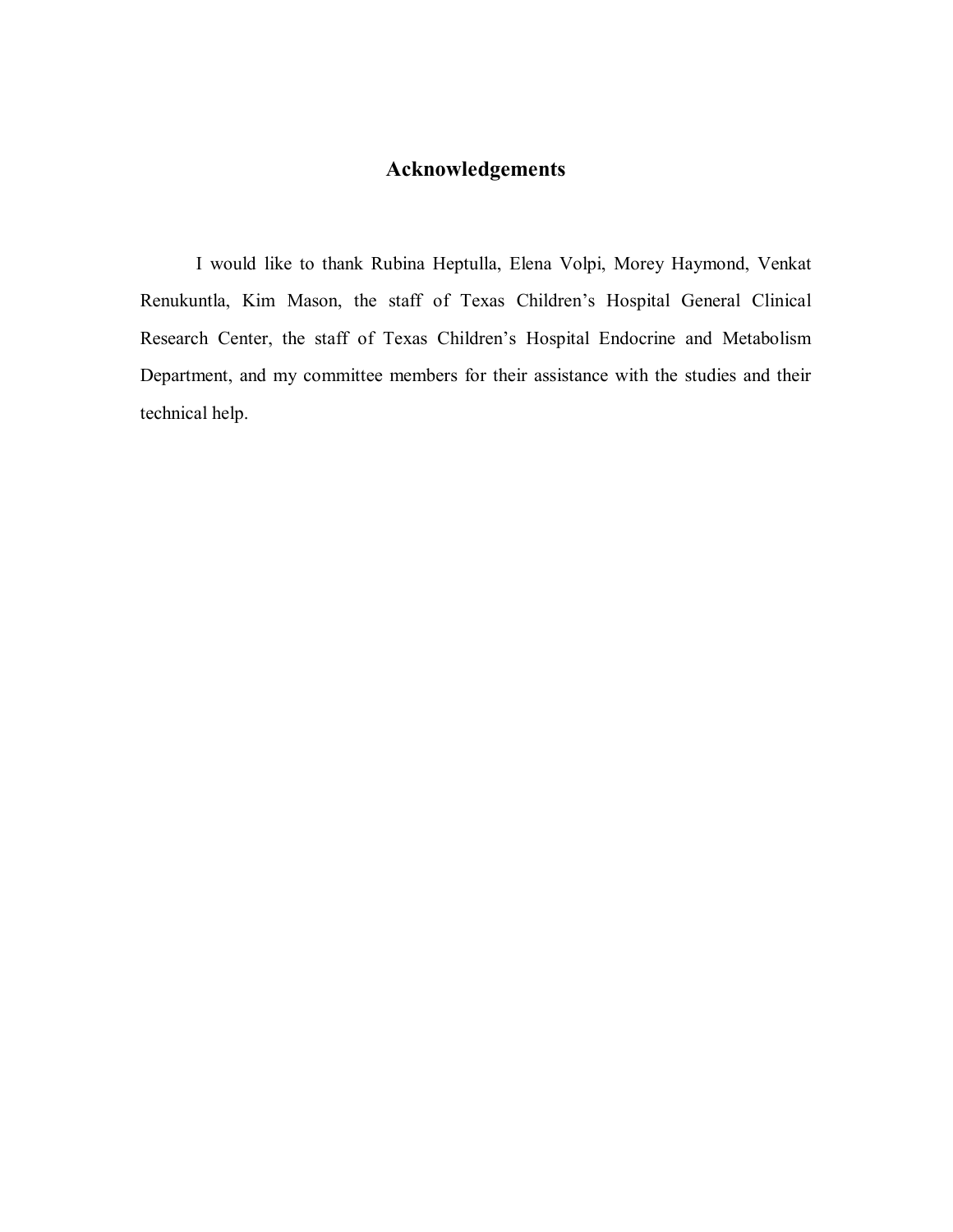# Acknowledgements

I would like to thank Rubina Heptulla, Elena Volpi, Morey Haymond, Venkat Renukuntla, Kim Mason, the staff of Texas Children's Hospital General Clinical Research Center, the staff of Texas Children's Hospital Endocrine and Metabolism Department, and my committee members for their assistance with the studies and their technical help.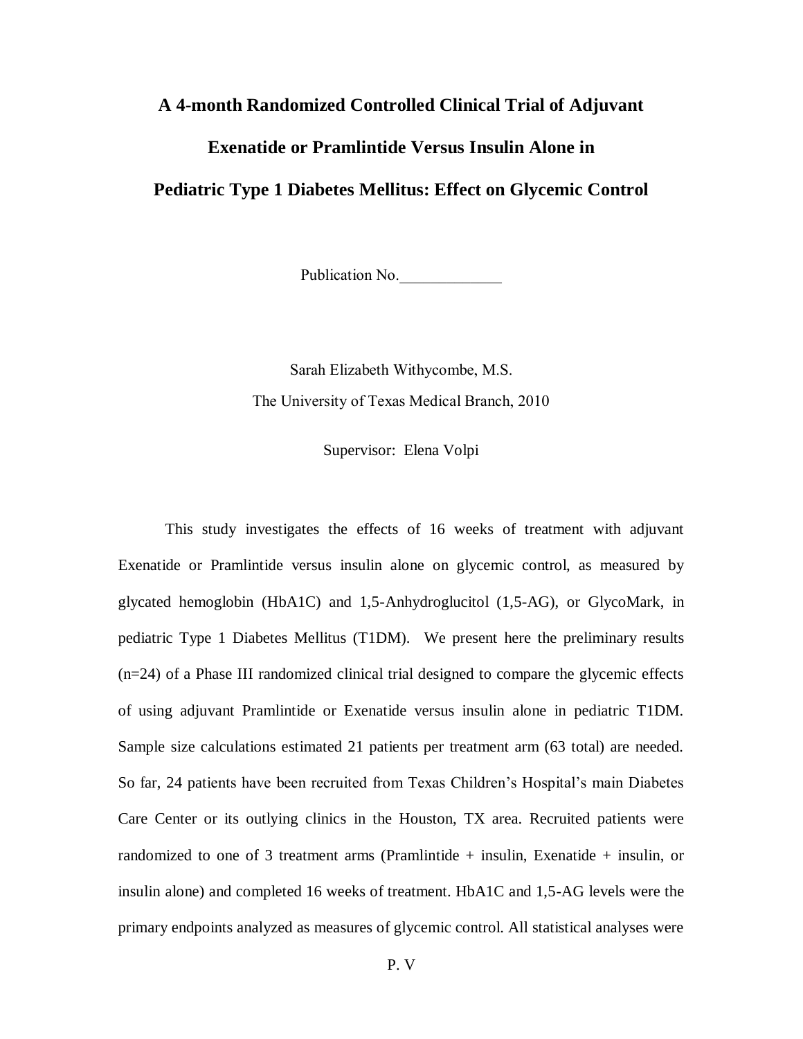# A 4-month Randomized Controlled Clinical Trial of Adjuvant Exenatide or Pramlintide Versus Insulin Alone in Pediatric Type 1 Diabetes Mellitus: Effect on Glycemic Control

Publication No.\_\_\_\_\_\_\_\_\_\_\_\_\_

Sarah Elizabeth Withycombe, M.S.

The University of Texas Medical Branch, 2010

Supervisor: Elena Volpi

This study investigates the effects of 16 weeks of treatment with adjuvant Exenatide or Pramlintide versus insulin alone on glycemic control, as measured by glycated hemoglobin (HbA1C) and 1,5-Anhydroglucitol (1,5-AG), or GlycoMark, in pediatric Type 1 Diabetes Mellitus (T1DM). We present here the preliminary results (n=24) of a Phase III randomized clinical trial designed to compare the glycemic effects of using adjuvant Pramlintide or Exenatide versus insulin alone in pediatric T1DM. Sample size calculations estimated 21 patients per treatment arm (63 total) are needed. So far, 24 patients have been recruited from Texas Children's Hospital's main Diabetes Care Center or its outlying clinics in the Houston, TX area. Recruited patients were randomized to one of 3 treatment arms (Pramlintide + insulin, Exenatide + insulin, or insulin alone) and completed 16 weeks of treatment. HbA1C and 1,5-AG levels were the primary endpoints analyzed as measures of glycemic control. All statistical analyses were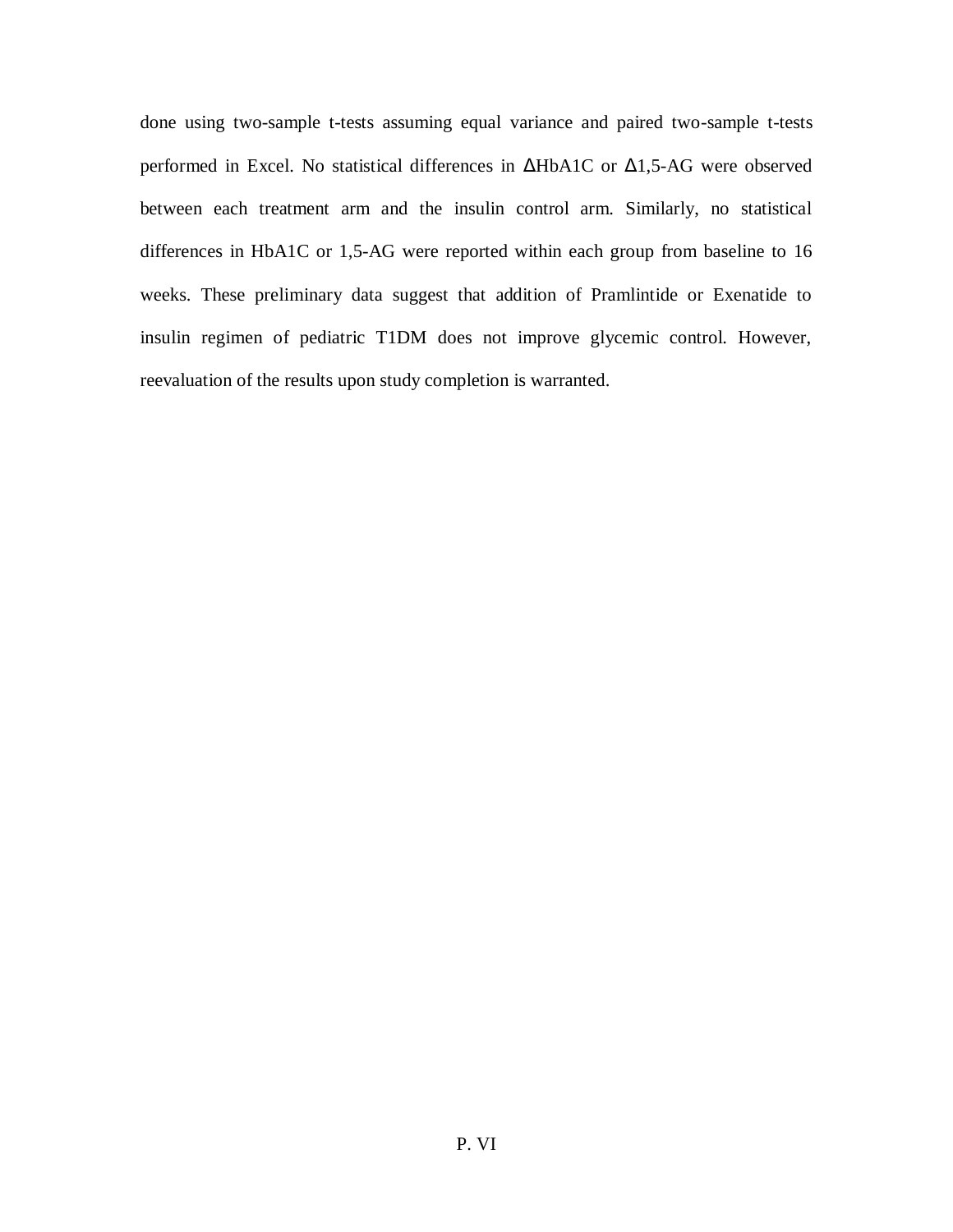done using two-sample t-tests assuming equal variance and paired two-sample t-tests performed in Excel. No statistical differences in ΔHbA1C or Δ1,5-AG were observed between each treatment arm and the insulin control arm. Similarly, no statistical differences in HbA1C or 1,5-AG were reported within each group from baseline to 16 weeks. These preliminary data suggest that addition of Pramlintide or Exenatide to insulin regimen of pediatric T1DM does not improve glycemic control. However, reevaluation of the results upon study completion is warranted.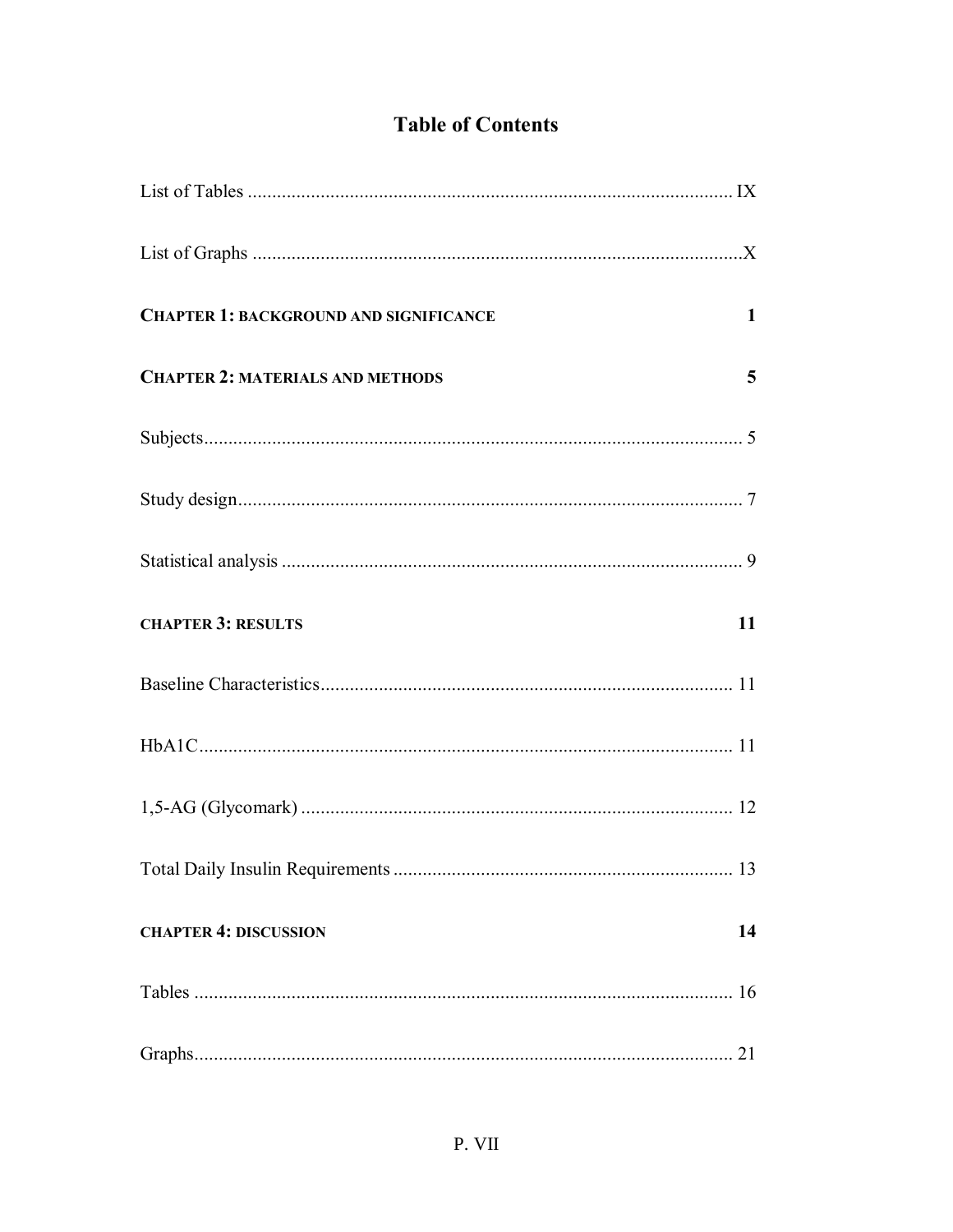# Table of Contents

List of Tables .................................................................................................... IX

List of Graphs .................................................................................................... X

**CHAPTER 1: BACKGROUND AND SIGNIFICANCE** 1

**CHAPTER 2: MATERIALS AND METHODS** 5

Subjects.............................................................................................................. 5

Study design........................................................................................................ 7

Statistical analysis .............................................................................................. 9

**CHAPTER 3: RESULTS** 11

Baseline Characteristics..................................................................................... 11

HbA1C............................................................................................................... 11

1,5-AG (Glycomark) ......................................................................................... 12

Total Daily Insulin Requirements ...................................................................... 13

**CHAPTER 4: DISCUSSION** 14

Tables ................................................................................................................ 16

Graphs................................................................................................................ 21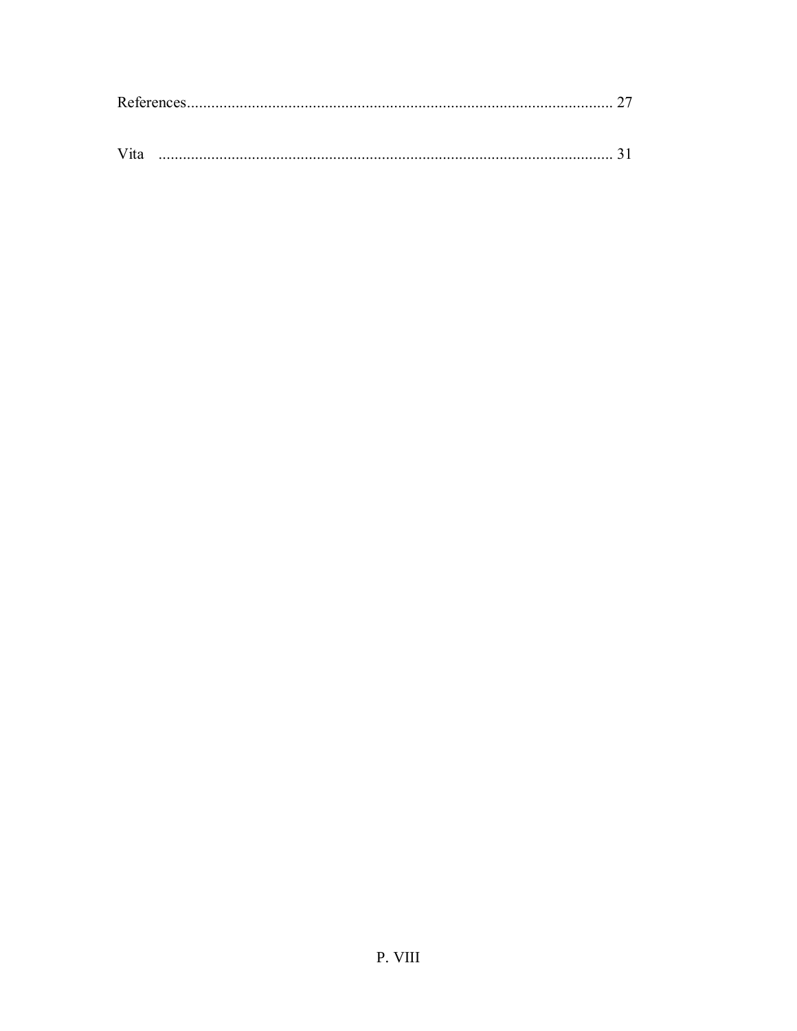References........................................................................................................... 27

Vita ................................................................................................................ 31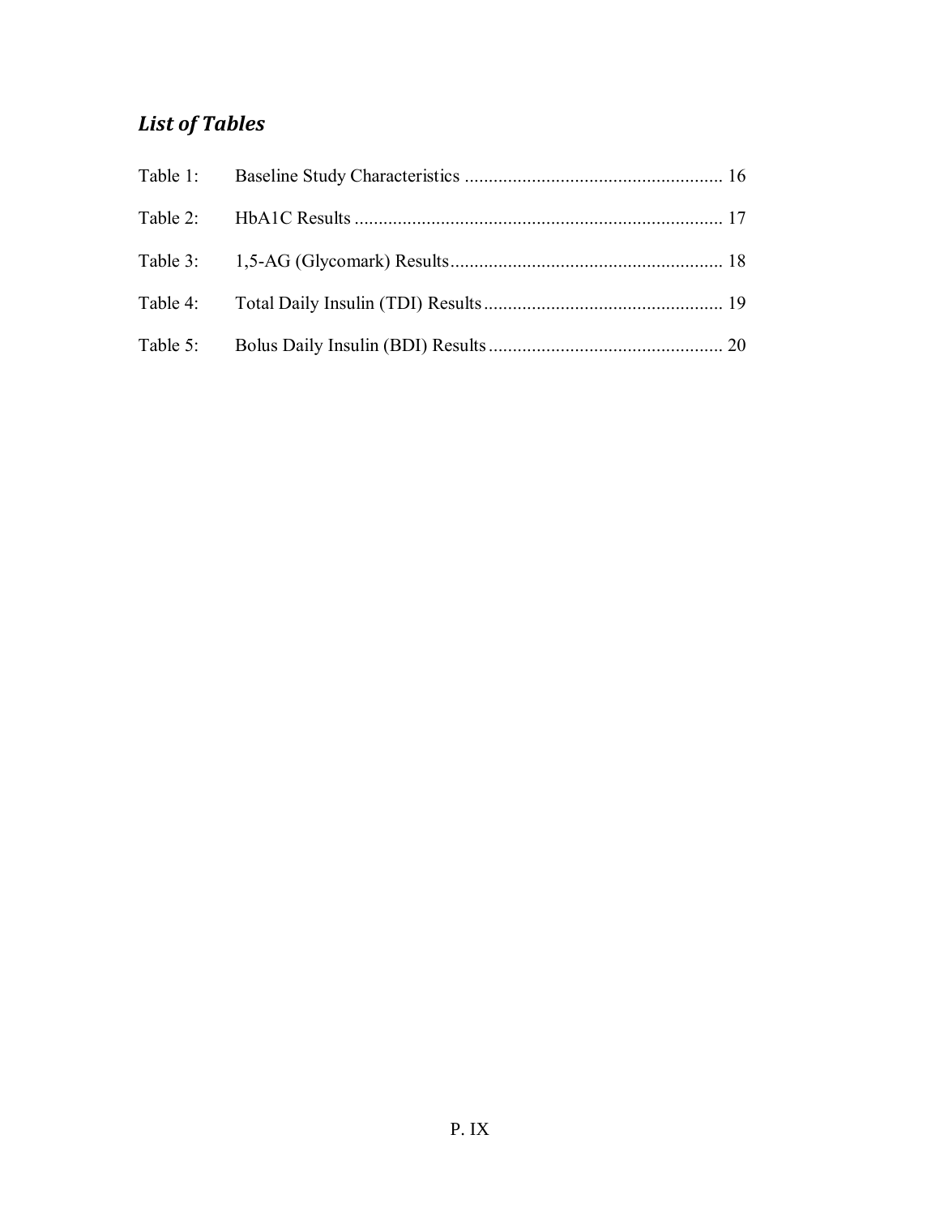## *List of Tables*

Table 1: Baseline Study Characteristics ...................................................... 16

Table 2: HbA1C Results ............................................................................ 17

Table 3: 1,5-AG (Glycomark) Results......................................................... 18

Table 4: Total Daily Insulin (TDI) Results.................................................. 19

Table 5: Bolus Daily Insulin (BDI) Results................................................. 20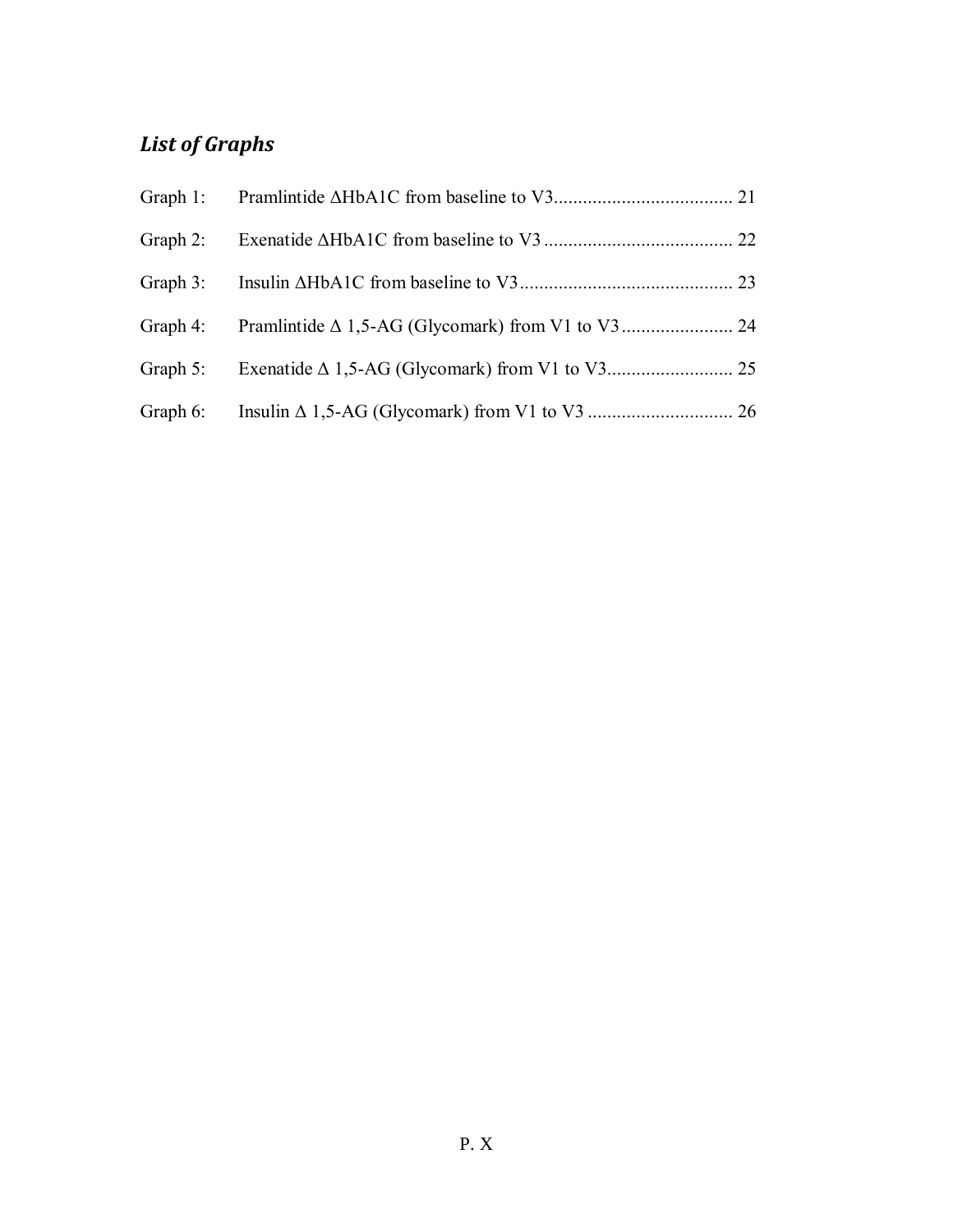## *List of Graphs*

Graph 1: Pramlintide ΔHbA1C from baseline to V3 .................................... 21

Graph 2: Exenatide ΔHbA1C from baseline to V3 ...................................... 22

Graph 3: Insulin ΔHbA1C from baseline to V3 ........................................... 23

Graph 4: Pramlintide Δ 1,5-AG (Glycomark) from V1 to V3 ...................... 24

Graph 5: Exenatide Δ 1,5-AG (Glycomark) from V1 to V3 ......................... 25

Graph 6: Insulin Δ 1,5-AG (Glycomark) from V1 to V3 ............................. 26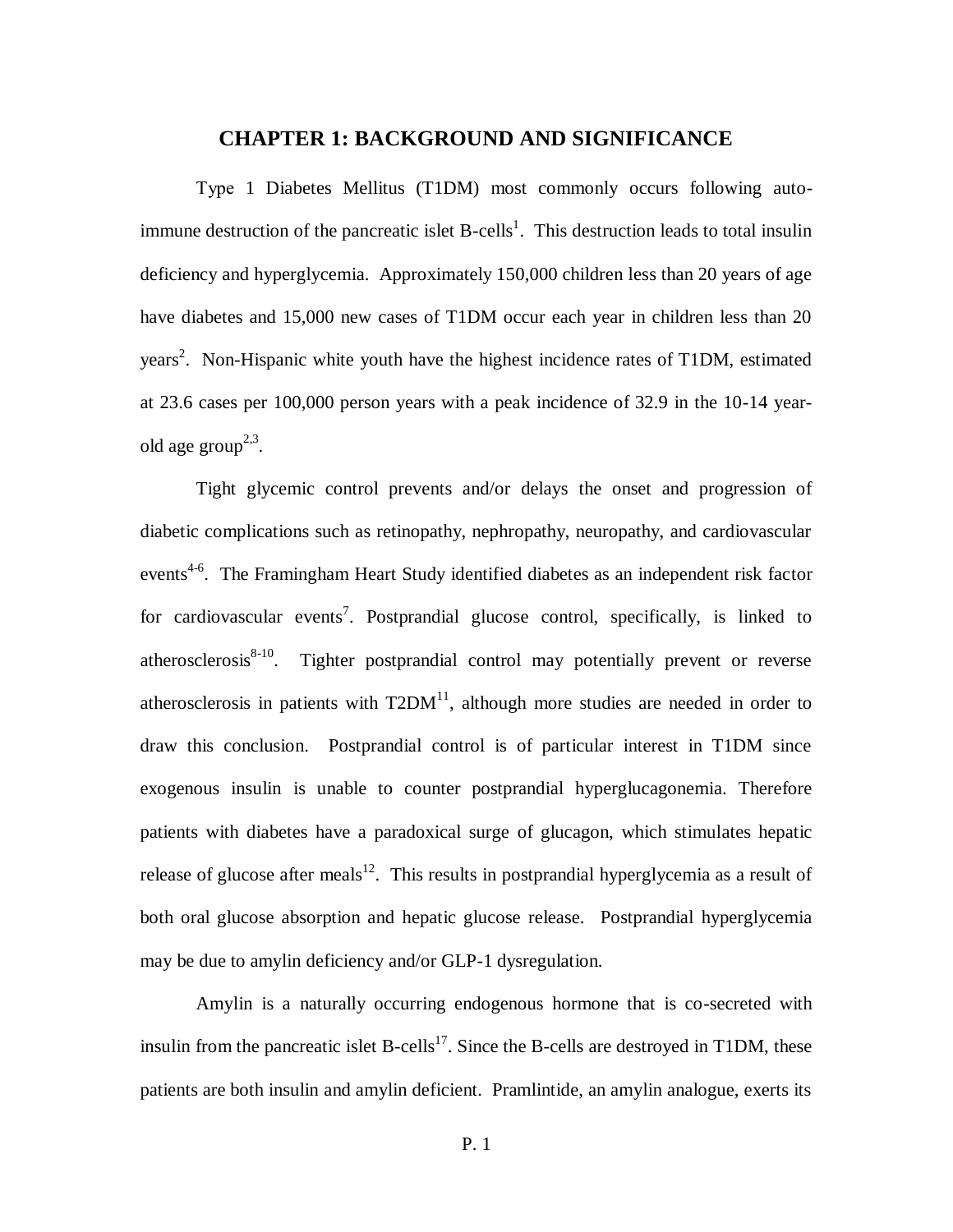# CHAPTER 1: BACKGROUND AND SIGNIFICANCE

Type 1 Diabetes Mellitus (T1DM) most commonly occurs following auto-immune destruction of the pancreatic islet B-cells[1]. This destruction leads to total insulin deficiency and hyperglycemia. Approximately 150,000 children less than 20 years of age have diabetes and 15,000 new cases of T1DM occur each year in children less than 20 years[2]. Non-Hispanic white youth have the highest incidence rates of T1DM, estimated at 23.6 cases per 100,000 person years with a peak incidence of 32.9 in the 10-14 year-old age group[2,3].

Tight glycemic control prevents and/or delays the onset and progression of diabetic complications such as retinopathy, nephropathy, neuropathy, and cardiovascular events[4-6]. The Framingham Heart Study identified diabetes as an independent risk factor for cardiovascular events[7]. Postprandial glucose control, specifically, is linked to atherosclerosis[8-10]. Tighter postprandial control may potentially prevent or reverse atherosclerosis in patients with T2DM[11], although more studies are needed in order to draw this conclusion. Postprandial control is of particular interest in T1DM since exogenous insulin is unable to counter postprandial hyperglucagonemia. Therefore patients with diabetes have a paradoxical surge of glucagon, which stimulates hepatic release of glucose after meals[12]. This results in postprandial hyperglycemia as a result of both oral glucose absorption and hepatic glucose release. Postprandial hyperglycemia may be due to amylin deficiency and/or GLP-1 dysregulation.

Amylin is a naturally occurring endogenous hormone that is co-secreted with insulin from the pancreatic islet B-cells[17]. Since the B-cells are destroyed in T1DM, these patients are both insulin and amylin deficient. Pramlintide, an amylin analogue, exerts its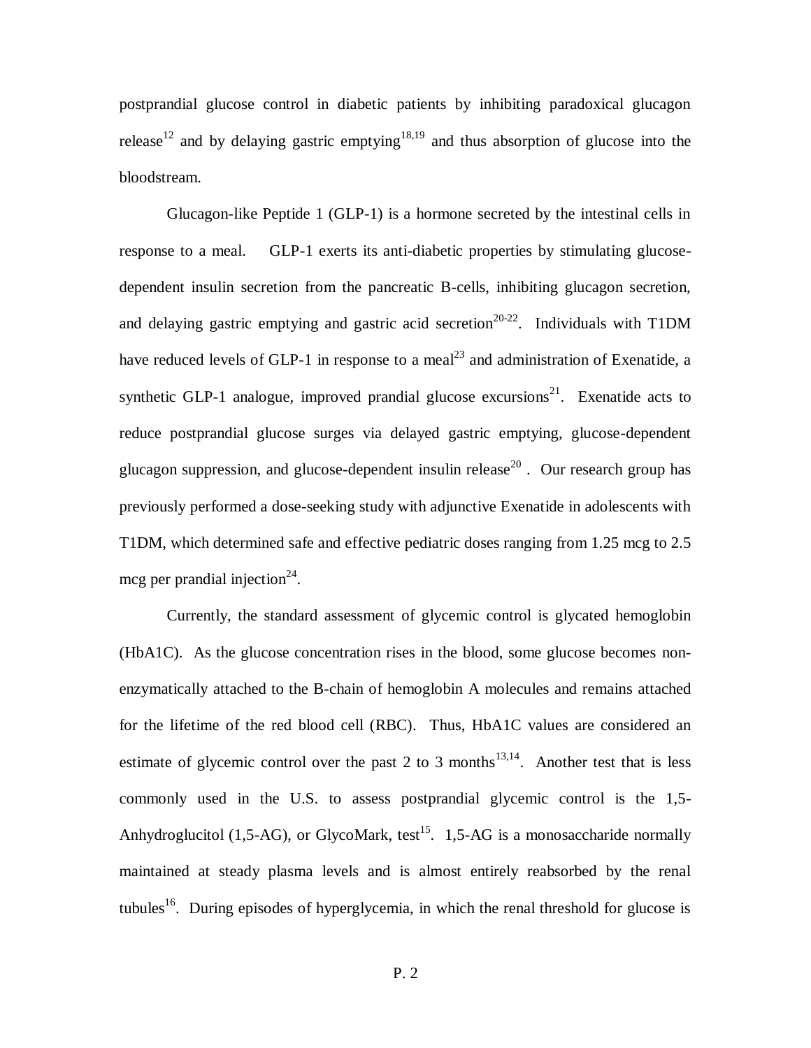postprandial glucose control in diabetic patients by inhibiting paradoxical glucagon release[12] and by delaying gastric emptying[18,19] and thus absorption of glucose into the bloodstream.

Glucagon-like Peptide 1 (GLP-1) is a hormone secreted by the intestinal cells in response to a meal. GLP-1 exerts its anti-diabetic properties by stimulating glucose-dependent insulin secretion from the pancreatic B-cells, inhibiting glucagon secretion, and delaying gastric emptying and gastric acid secretion[20-22]. Individuals with T1DM have reduced levels of GLP-1 in response to a meal[23] and administration of Exenatide, a synthetic GLP-1 analogue, improved prandial glucose excursions[21]. Exenatide acts to reduce postprandial glucose surges via delayed gastric emptying, glucose-dependent glucagon suppression, and glucose-dependent insulin release[20]. Our research group has previously performed a dose-seeking study with adjunctive Exenatide in adolescents with T1DM, which determined safe and effective pediatric doses ranging from 1.25 mcg to 2.5 mcg per prandial injection[24].

Currently, the standard assessment of glycemic control is glycated hemoglobin (HbA1C). As the glucose concentration rises in the blood, some glucose becomes non-enzymatically attached to the B-chain of hemoglobin A molecules and remains attached for the lifetime of the red blood cell (RBC). Thus, HbA1C values are considered an estimate of glycemic control over the past 2 to 3 months[13,14]. Another test that is less commonly used in the U.S. to assess postprandial glycemic control is the 1,5-Anhydroglucitol (1,5-AG), or GlycoMark, test[15]. 1,5-AG is a monosaccharide normally maintained at steady plasma levels and is almost entirely reabsorbed by the renal tubules[16]. During episodes of hyperglycemia, in which the renal threshold for glucose is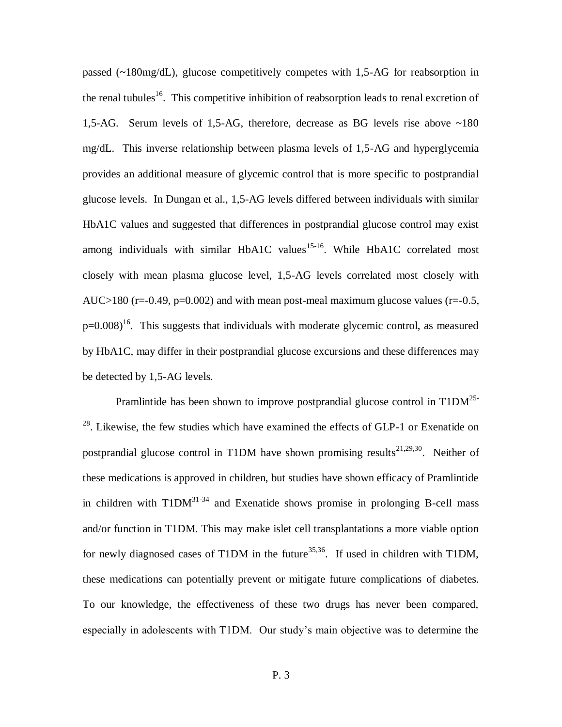passed (~180mg/dL), glucose competitively competes with 1,5-AG for reabsorption in the renal tubules[16]. This competitive inhibition of reabsorption leads to renal excretion of 1,5-AG. Serum levels of 1,5-AG, therefore, decrease as BG levels rise above ~180 mg/dL. This inverse relationship between plasma levels of 1,5-AG and hyperglycemia provides an additional measure of glycemic control that is more specific to postprandial glucose levels. In Dungan et al., 1,5-AG levels differed between individuals with similar HbA1C values and suggested that differences in postprandial glucose control may exist among individuals with similar HbA1C values[15-16]. While HbA1C correlated most closely with mean plasma glucose level, 1,5-AG levels correlated most closely with AUC>180 ($r=-0.49$, $p=0.002$) and with mean post-meal maximum glucose values ($r=-0.5$, $p=0.008$)[16]. This suggests that individuals with moderate glycemic control, as measured by HbA1C, may differ in their postprandial glucose excursions and these differences may be detected by 1,5-AG levels.

Pramlintide has been shown to improve postprandial glucose control in T1DM[25-28]. Likewise, the few studies which have examined the effects of GLP-1 or Exenatide on postprandial glucose control in T1DM have shown promising results[21,29,30]. Neither of these medications is approved in children, but studies have shown efficacy of Pramlintide in children with T1DM[31-34] and Exenatide shows promise in prolonging B-cell mass and/or function in T1DM. This may make islet cell transplantations a more viable option for newly diagnosed cases of T1DM in the future[35,36]. If used in children with T1DM, these medications can potentially prevent or mitigate future complications of diabetes. To our knowledge, the effectiveness of these two drugs has never been compared, especially in adolescents with T1DM. Our study's main objective was to determine the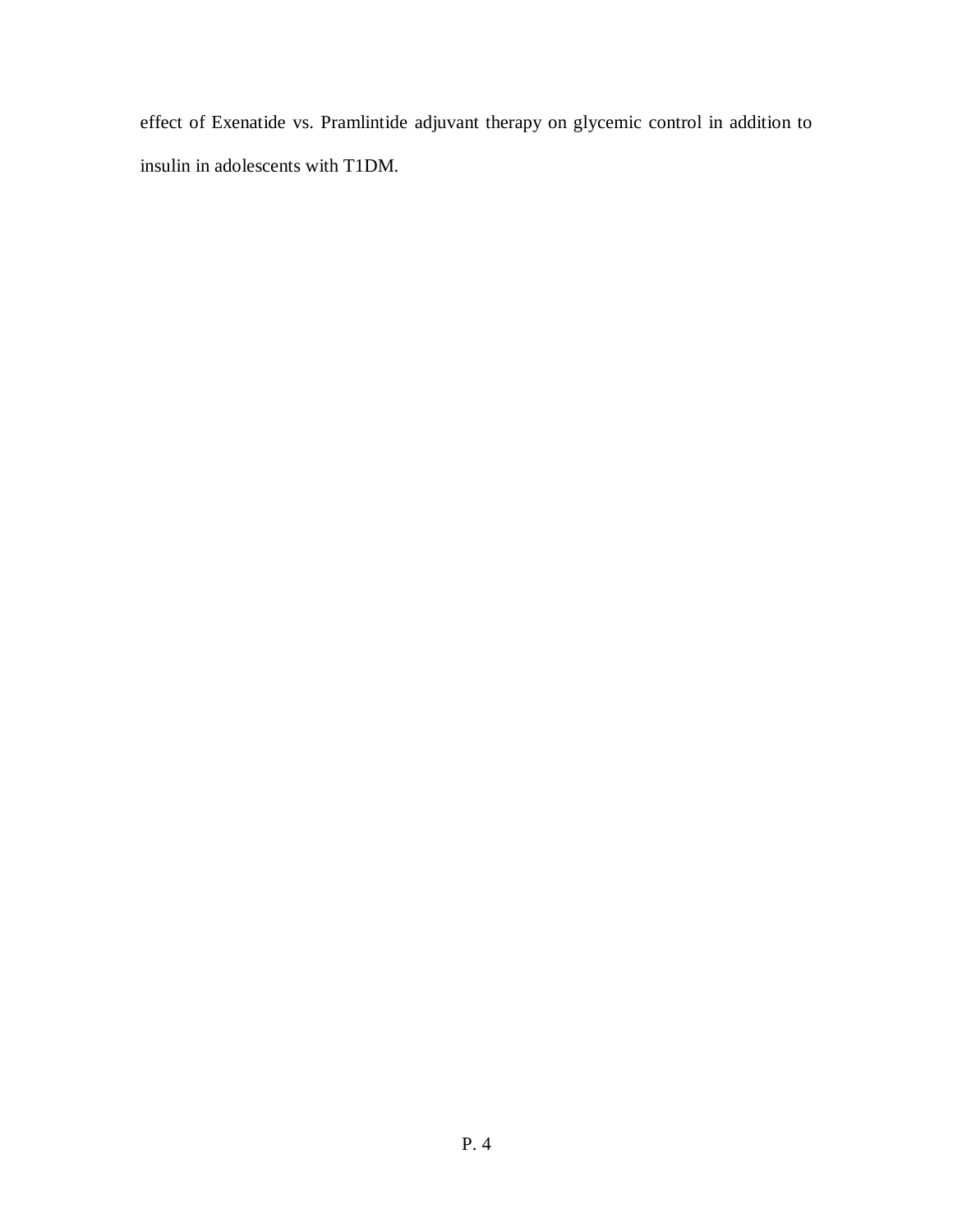effect of Exenatide vs. Pramlintide adjuvant therapy on glycemic control in addition to insulin in adolescents with T1DM.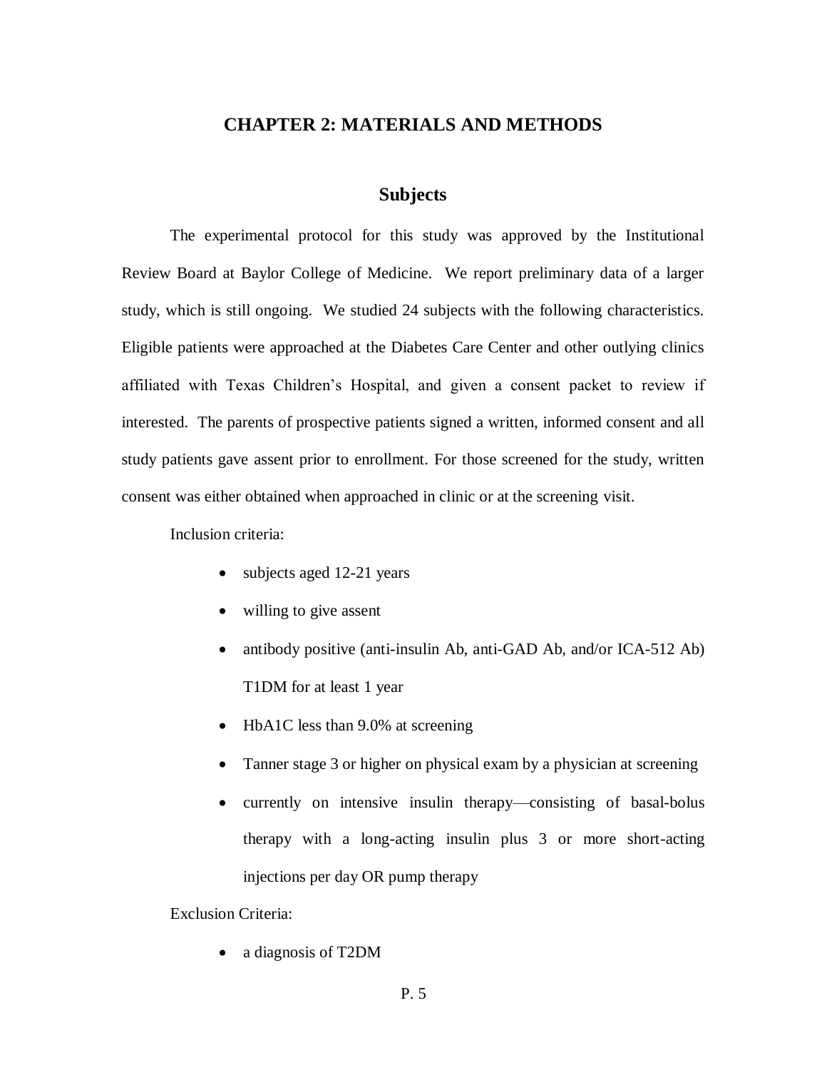# CHAPTER 2: MATERIALS AND METHODS

## Subjects

The experimental protocol for this study was approved by the Institutional Review Board at Baylor College of Medicine. We report preliminary data of a larger study, which is still ongoing. We studied 24 subjects with the following characteristics. Eligible patients were approached at the Diabetes Care Center and other outlying clinics affiliated with Texas Children's Hospital, and given a consent packet to review if interested. The parents of prospective patients signed a written, informed consent and all study patients gave assent prior to enrollment. For those screened for the study, written consent was either obtained when approached in clinic or at the screening visit.

Inclusion criteria:

- subjects aged 12-21 years
- willing to give assent
- antibody positive (anti-insulin Ab, anti-GAD Ab, and/or ICA-512 Ab) T1DM for at least 1 year
- HbA1C less than 9.0% at screening
- Tanner stage 3 or higher on physical exam by a physician at screening
- currently on intensive insulin therapy—consisting of basal-bolus therapy with a long-acting insulin plus 3 or more short-acting injections per day OR pump therapy

Exclusion Criteria:

- a diagnosis of T2DM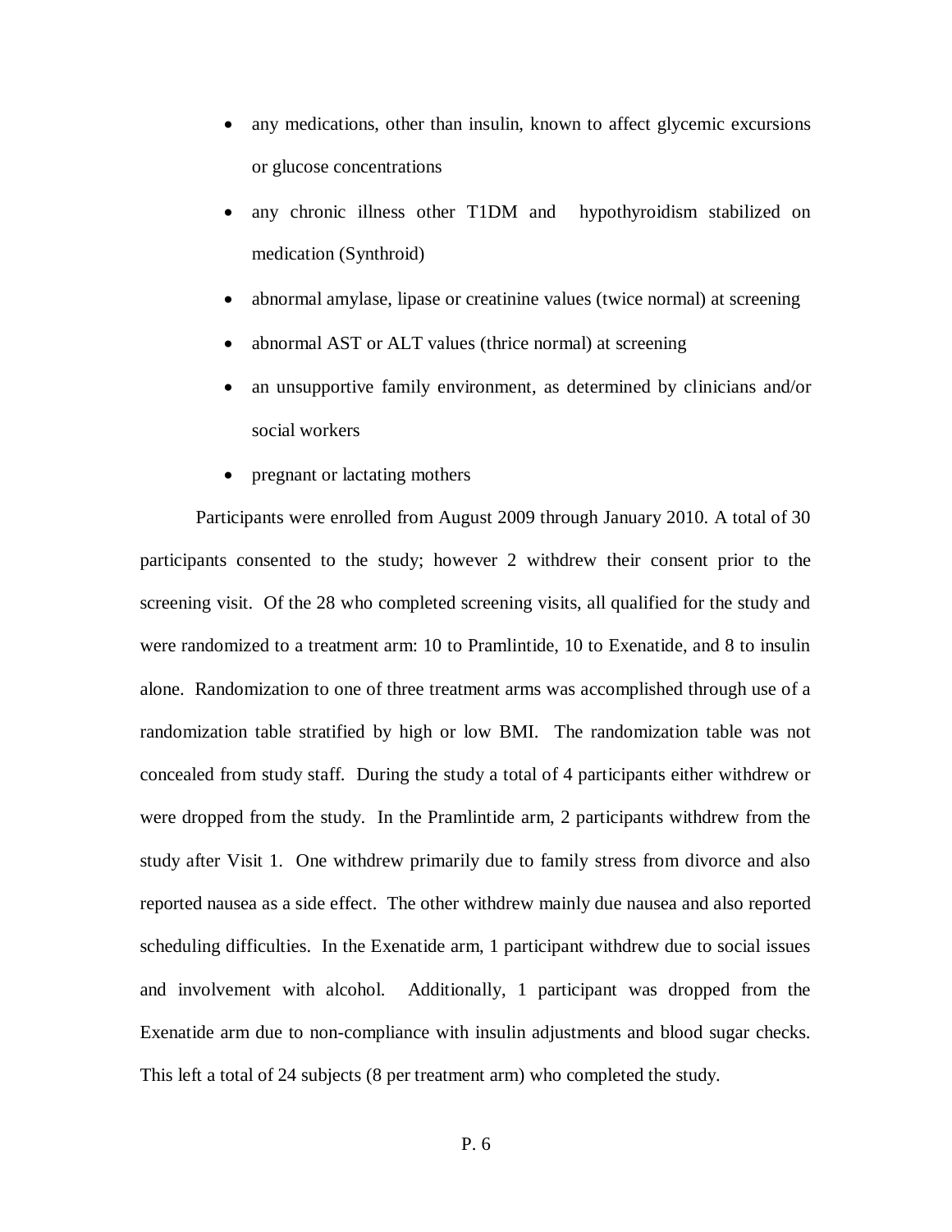- any medications, other than insulin, known to affect glycemic excursions or glucose concentrations
- any chronic illness other T1DM and hypothyroidism stabilized on medication (Synthroid)
- abnormal amylase, lipase or creatinine values (twice normal) at screening
- abnormal AST or ALT values (thrice normal) at screening
- an unsupportive family environment, as determined by clinicians and/or social workers
- pregnant or lactating mothers

Participants were enrolled from August 2009 through January 2010. A total of 30 participants consented to the study; however 2 withdrew their consent prior to the screening visit. Of the 28 who completed screening visits, all qualified for the study and were randomized to a treatment arm: 10 to Pramlintide, 10 to Exenatide, and 8 to insulin alone. Randomization to one of three treatment arms was accomplished through use of a randomization table stratified by high or low BMI. The randomization table was not concealed from study staff. During the study a total of 4 participants either withdrew or were dropped from the study. In the Pramlintide arm, 2 participants withdrew from the study after Visit 1. One withdrew primarily due to family stress from divorce and also reported nausea as a side effect. The other withdrew mainly due nausea and also reported scheduling difficulties. In the Exenatide arm, 1 participant withdrew due to social issues and involvement with alcohol. Additionally, 1 participant was dropped from the Exenatide arm due to non-compliance with insulin adjustments and blood sugar checks. This left a total of 24 subjects (8 per treatment arm) who completed the study.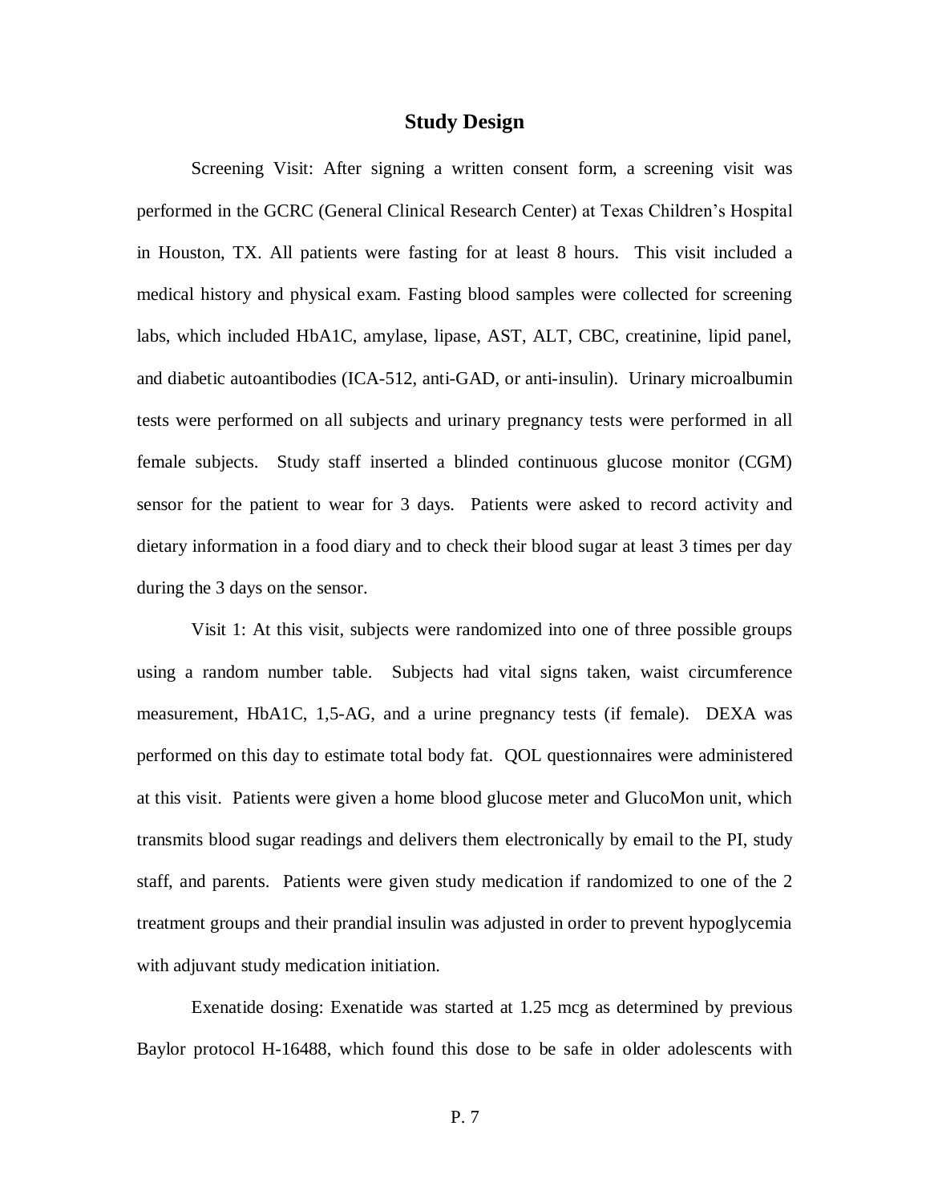## Study Design

Screening Visit: After signing a written consent form, a screening visit was performed in the GCRC (General Clinical Research Center) at Texas Children's Hospital in Houston, TX. All patients were fasting for at least 8 hours. This visit included a medical history and physical exam. Fasting blood samples were collected for screening labs, which included HbA1C, amylase, lipase, AST, ALT, CBC, creatinine, lipid panel, and diabetic autoantibodies (ICA-512, anti-GAD, or anti-insulin). Urinary microalbumin tests were performed on all subjects and urinary pregnancy tests were performed in all female subjects. Study staff inserted a blinded continuous glucose monitor (CGM) sensor for the patient to wear for 3 days. Patients were asked to record activity and dietary information in a food diary and to check their blood sugar at least 3 times per day during the 3 days on the sensor.

Visit 1: At this visit, subjects were randomized into one of three possible groups using a random number table. Subjects had vital signs taken, waist circumference measurement, HbA1C, 1,5-AG, and a urine pregnancy tests (if female). DEXA was performed on this day to estimate total body fat. QOL questionnaires were administered at this visit. Patients were given a home blood glucose meter and GlucoMon unit, which transmits blood sugar readings and delivers them electronically by email to the PI, study staff, and parents. Patients were given study medication if randomized to one of the 2 treatment groups and their prandial insulin was adjusted in order to prevent hypoglycemia with adjuvant study medication initiation.

Exenatide dosing: Exenatide was started at 1.25 mcg as determined by previous Baylor protocol H-16488, which found this dose to be safe in older adolescents with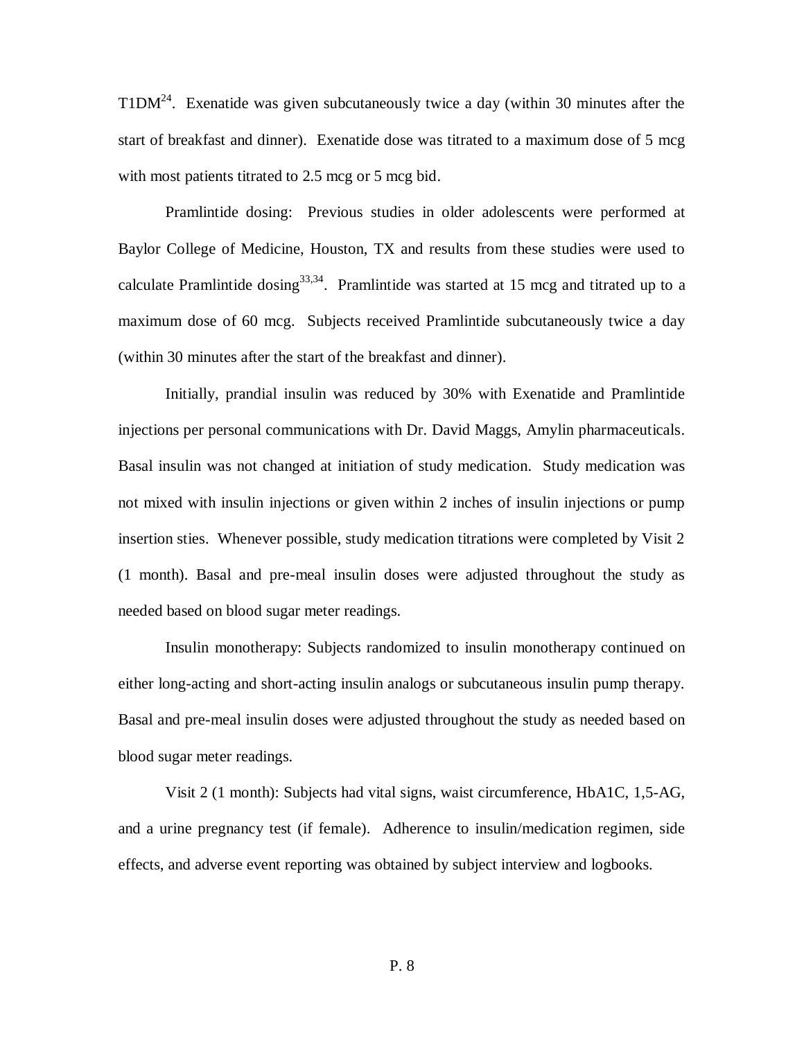T1DM[24]. Exenatide was given subcutaneously twice a day (within 30 minutes after the start of breakfast and dinner). Exenatide dose was titrated to a maximum dose of 5 mcg with most patients titrated to 2.5 mcg or 5 mcg bid.

Pramlintide dosing: Previous studies in older adolescents were performed at Baylor College of Medicine, Houston, TX and results from these studies were used to calculate Pramlintide dosing[33,34]. Pramlintide was started at 15 mcg and titrated up to a maximum dose of 60 mcg. Subjects received Pramlintide subcutaneously twice a day (within 30 minutes after the start of the breakfast and dinner).

Initially, prandial insulin was reduced by 30% with Exenatide and Pramlintide injections per personal communications with Dr. David Maggs, Amylin pharmaceuticals. Basal insulin was not changed at initiation of study medication. Study medication was not mixed with insulin injections or given within 2 inches of insulin injections or pump insertion sties. Whenever possible, study medication titrations were completed by Visit 2 (1 month). Basal and pre-meal insulin doses were adjusted throughout the study as needed based on blood sugar meter readings.

Insulin monotherapy: Subjects randomized to insulin monotherapy continued on either long-acting and short-acting insulin analogs or subcutaneous insulin pump therapy. Basal and pre-meal insulin doses were adjusted throughout the study as needed based on blood sugar meter readings.

Visit 2 (1 month): Subjects had vital signs, waist circumference, HbA1C, 1,5-AG, and a urine pregnancy test (if female). Adherence to insulin/medication regimen, side effects, and adverse event reporting was obtained by subject interview and logbooks.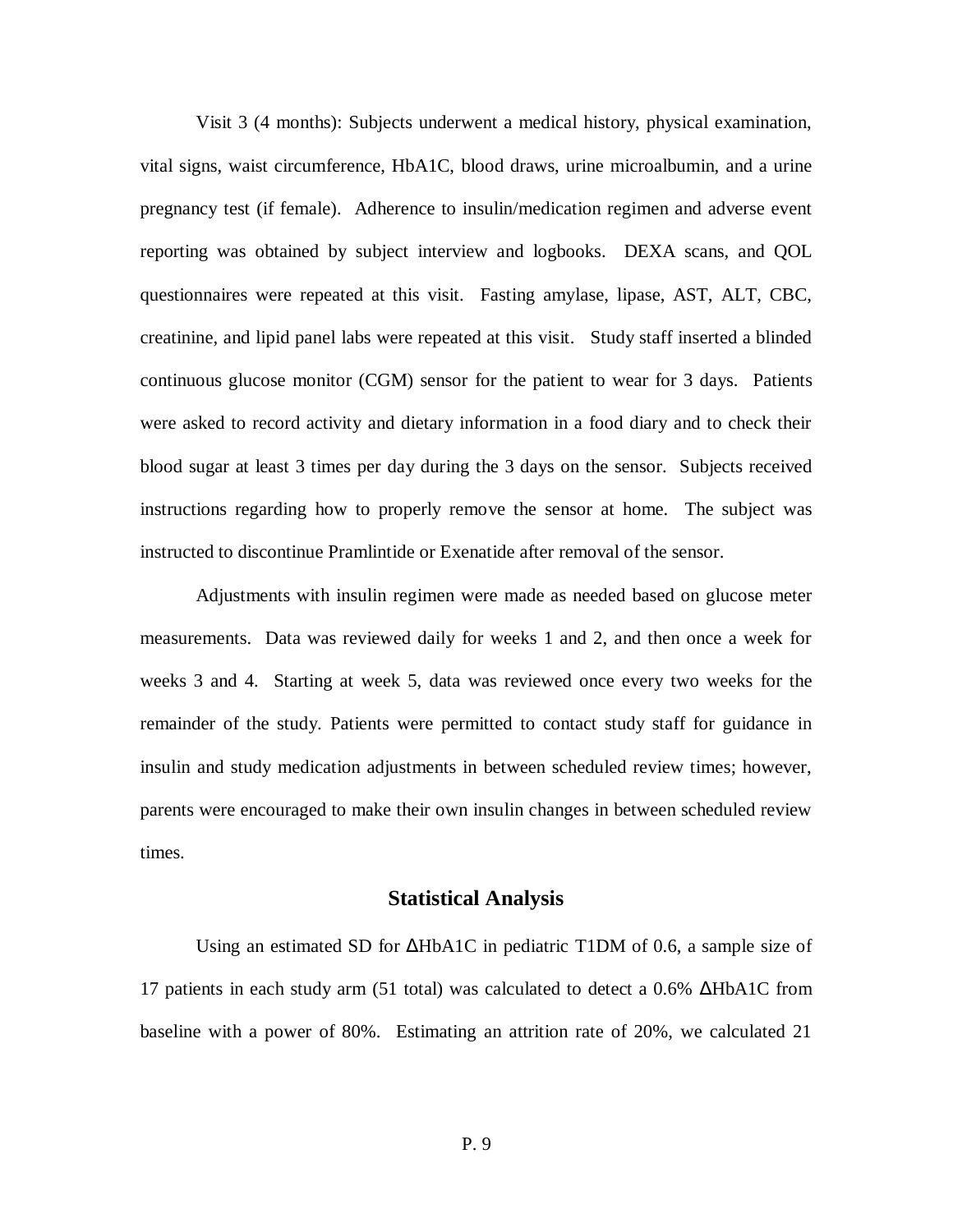Visit 3 (4 months): Subjects underwent a medical history, physical examination, vital signs, waist circumference, HbA1C, blood draws, urine microalbumin, and a urine pregnancy test (if female). Adherence to insulin/medication regimen and adverse event reporting was obtained by subject interview and logbooks. DEXA scans, and QOL questionnaires were repeated at this visit. Fasting amylase, lipase, AST, ALT, CBC, creatinine, and lipid panel labs were repeated at this visit. Study staff inserted a blinded continuous glucose monitor (CGM) sensor for the patient to wear for 3 days. Patients were asked to record activity and dietary information in a food diary and to check their blood sugar at least 3 times per day during the 3 days on the sensor. Subjects received instructions regarding how to properly remove the sensor at home. The subject was instructed to discontinue Pramlintide or Exenatide after removal of the sensor.

Adjustments with insulin regimen were made as needed based on glucose meter measurements. Data was reviewed daily for weeks 1 and 2, and then once a week for weeks 3 and 4. Starting at week 5, data was reviewed once every two weeks for the remainder of the study. Patients were permitted to contact study staff for guidance in insulin and study medication adjustments in between scheduled review times; however, parents were encouraged to make their own insulin changes in between scheduled review times.

## Statistical Analysis

Using an estimated SD for ΔHbA1C in pediatric T1DM of 0.6, a sample size of 17 patients in each study arm (51 total) was calculated to detect a 0.6% ΔHbA1C from baseline with a power of 80%. Estimating an attrition rate of 20%, we calculated 21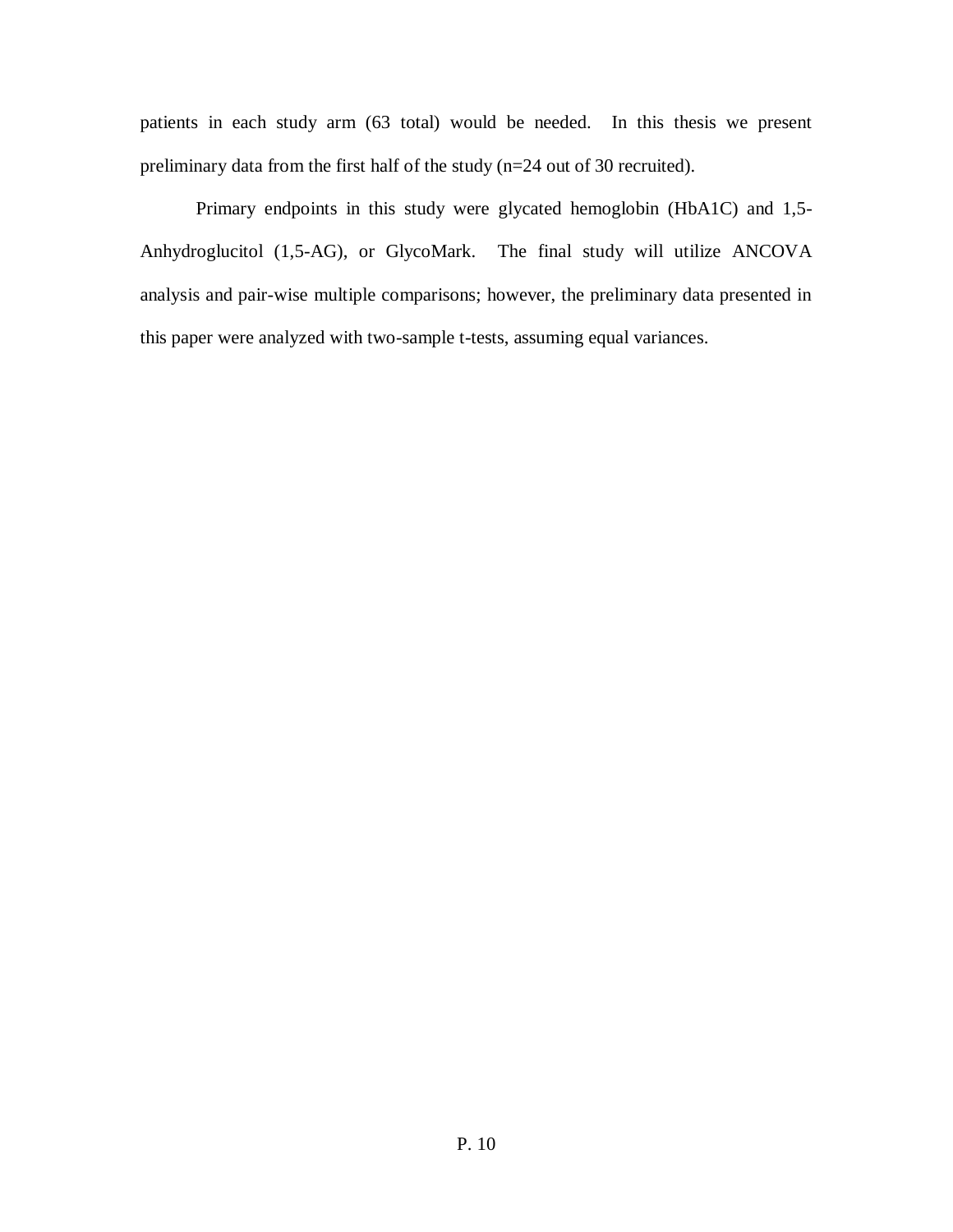patients in each study arm (63 total) would be needed. In this thesis we present preliminary data from the first half of the study (n=24 out of 30 recruited).

Primary endpoints in this study were glycated hemoglobin (HbA1C) and 1,5-Anhydroglucitol (1,5-AG), or GlycoMark. The final study will utilize ANCOVA analysis and pair-wise multiple comparisons; however, the preliminary data presented in this paper were analyzed with two-sample t-tests, assuming equal variances.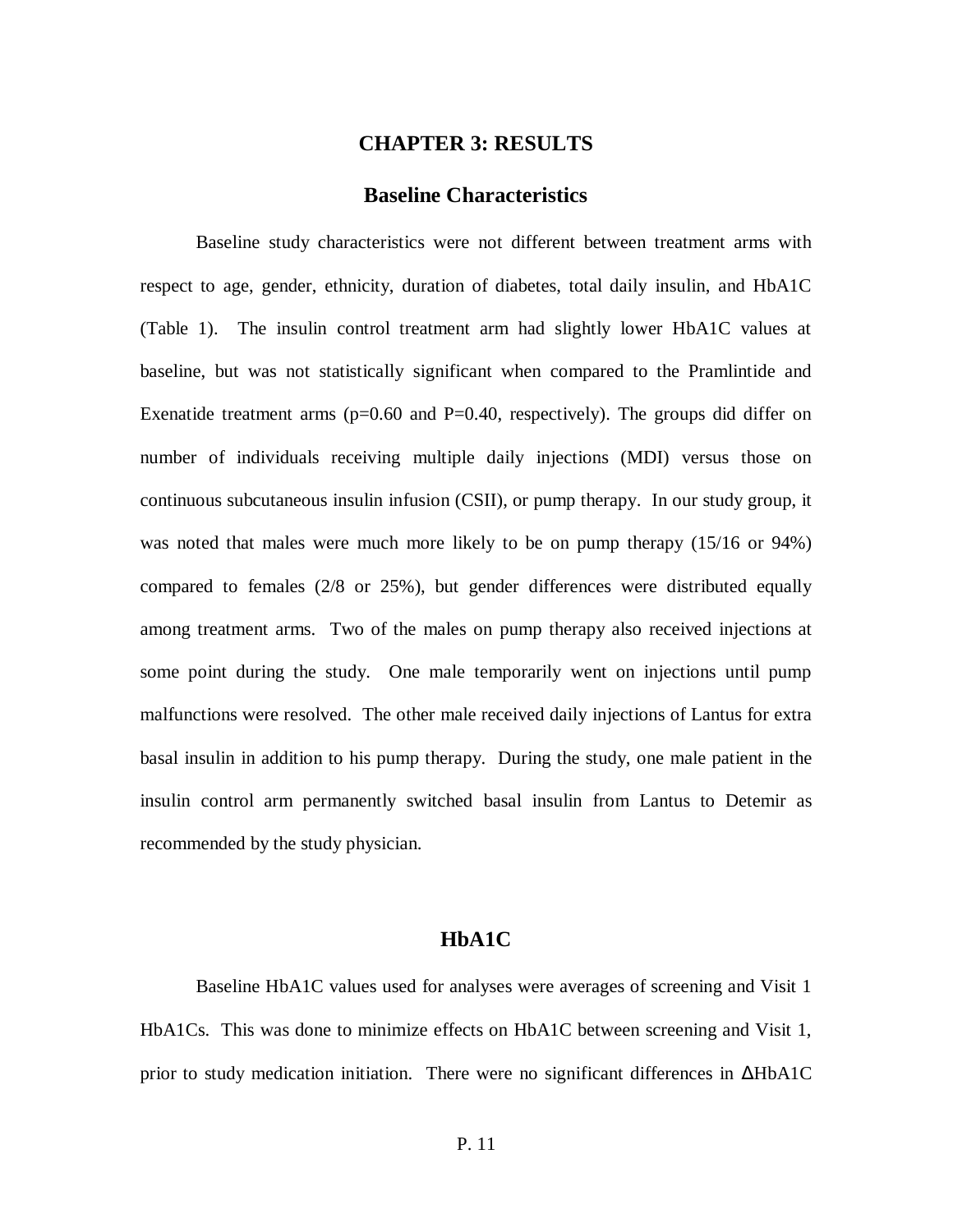# CHAPTER 3: RESULTS

## Baseline Characteristics

Baseline study characteristics were not different between treatment arms with respect to age, gender, ethnicity, duration of diabetes, total daily insulin, and HbA1C (Table 1). The insulin control treatment arm had slightly lower HbA1C values at baseline, but was not statistically significant when compared to the Pramlintide and Exenatide treatment arms ($p=0.60$ and $P=0.40$, respectively). The groups did differ on number of individuals receiving multiple daily injections (MDI) versus those on continuous subcutaneous insulin infusion (CSII), or pump therapy. In our study group, it was noted that males were much more likely to be on pump therapy (15/16 or 94%) compared to females (2/8 or 25%), but gender differences were distributed equally among treatment arms. Two of the males on pump therapy also received injections at some point during the study. One male temporarily went on injections until pump malfunctions were resolved. The other male received daily injections of Lantus for extra basal insulin in addition to his pump therapy. During the study, one male patient in the insulin control arm permanently switched basal insulin from Lantus to Detemir as recommended by the study physician.

## HbA1C

Baseline HbA1C values used for analyses were averages of screening and Visit 1 HbA1Cs. This was done to minimize effects on HbA1C between screening and Visit 1, prior to study medication initiation. There were no significant differences in ΔHbA1C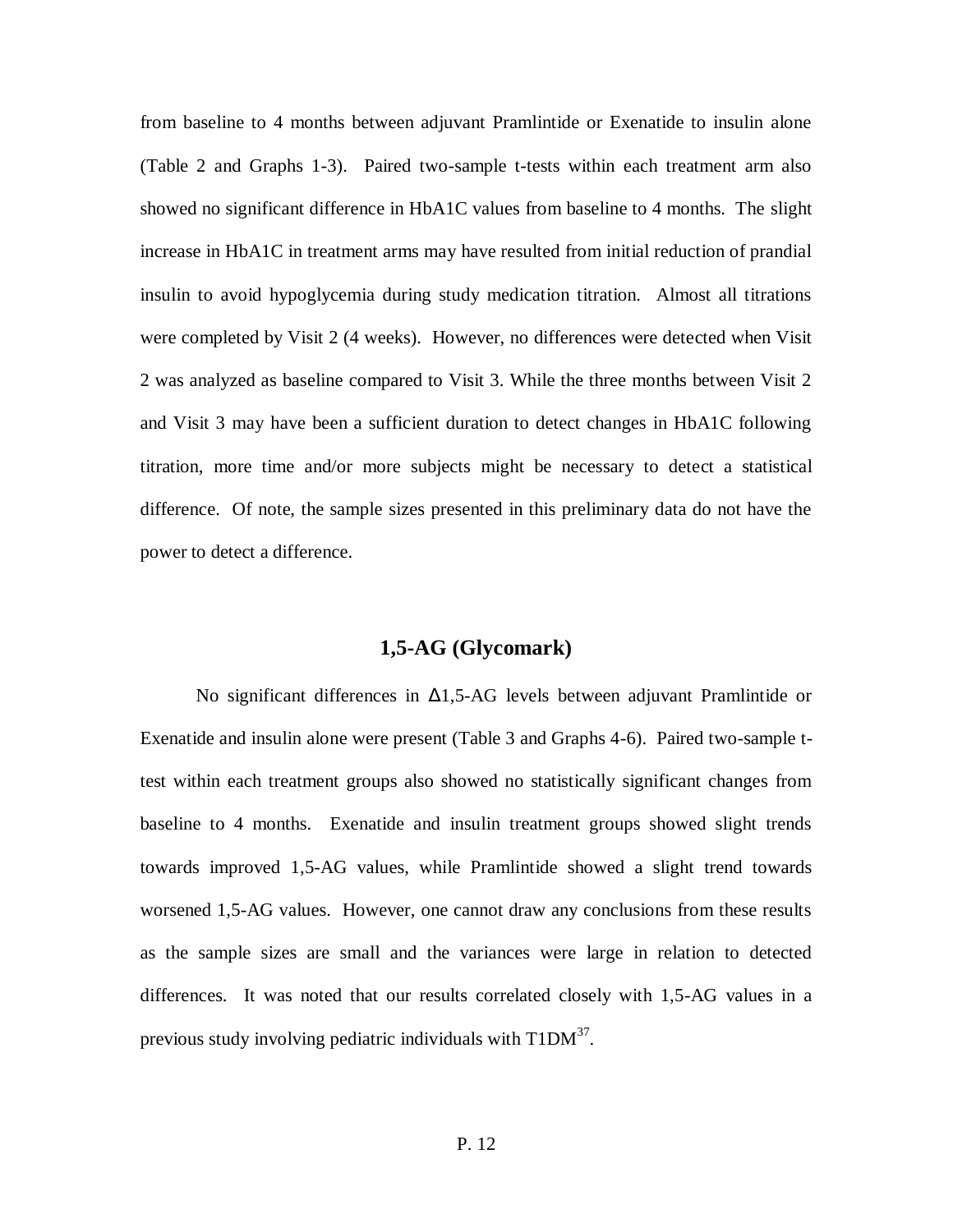from baseline to 4 months between adjuvant Pramlintide or Exenatide to insulin alone (Table 2 and Graphs 1-3). Paired two-sample t-tests within each treatment arm also showed no significant difference in HbA1C values from baseline to 4 months. The slight increase in HbA1C in treatment arms may have resulted from initial reduction of prandial insulin to avoid hypoglycemia during study medication titration. Almost all titrations were completed by Visit 2 (4 weeks). However, no differences were detected when Visit 2 was analyzed as baseline compared to Visit 3. While the three months between Visit 2 and Visit 3 may have been a sufficient duration to detect changes in HbA1C following titration, more time and/or more subjects might be necessary to detect a statistical difference. Of note, the sample sizes presented in this preliminary data do not have the power to detect a difference.

### 1,5-AG (Glycomark)

No significant differences in Δ1,5-AG levels between adjuvant Pramlintide or Exenatide and insulin alone were present (Table 3 and Graphs 4-6). Paired two-sample t-test within each treatment groups also showed no statistically significant changes from baseline to 4 months. Exenatide and insulin treatment groups showed slight trends towards improved 1,5-AG values, while Pramlintide showed a slight trend towards worsened 1,5-AG values. However, one cannot draw any conclusions from these results as the sample sizes are small and the variances were large in relation to detected differences. It was noted that our results correlated closely with 1,5-AG values in a previous study involving pediatric individuals with T1DM[37].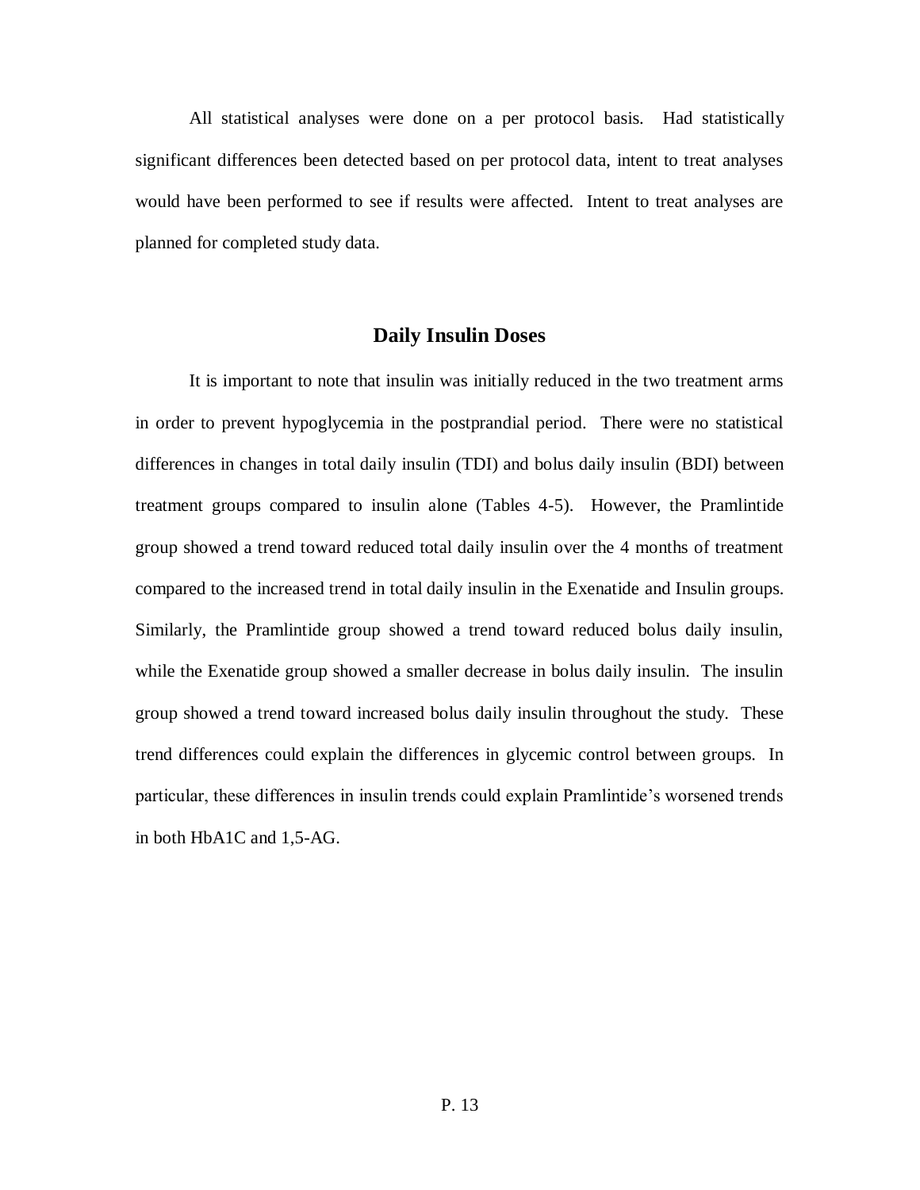All statistical analyses were done on a per protocol basis. Had statistically significant differences been detected based on per protocol data, intent to treat analyses would have been performed to see if results were affected. Intent to treat analyses are planned for completed study data.

## Daily Insulin Doses

It is important to note that insulin was initially reduced in the two treatment arms in order to prevent hypoglycemia in the postprandial period. There were no statistical differences in changes in total daily insulin (TDI) and bolus daily insulin (BDI) between treatment groups compared to insulin alone (Tables 4-5). However, the Pramlintide group showed a trend toward reduced total daily insulin over the 4 months of treatment compared to the increased trend in total daily insulin in the Exenatide and Insulin groups. Similarly, the Pramlintide group showed a trend toward reduced bolus daily insulin, while the Exenatide group showed a smaller decrease in bolus daily insulin. The insulin group showed a trend toward increased bolus daily insulin throughout the study. These trend differences could explain the differences in glycemic control between groups. In particular, these differences in insulin trends could explain Pramlintide's worsened trends in both HbA1C and 1,5-AG.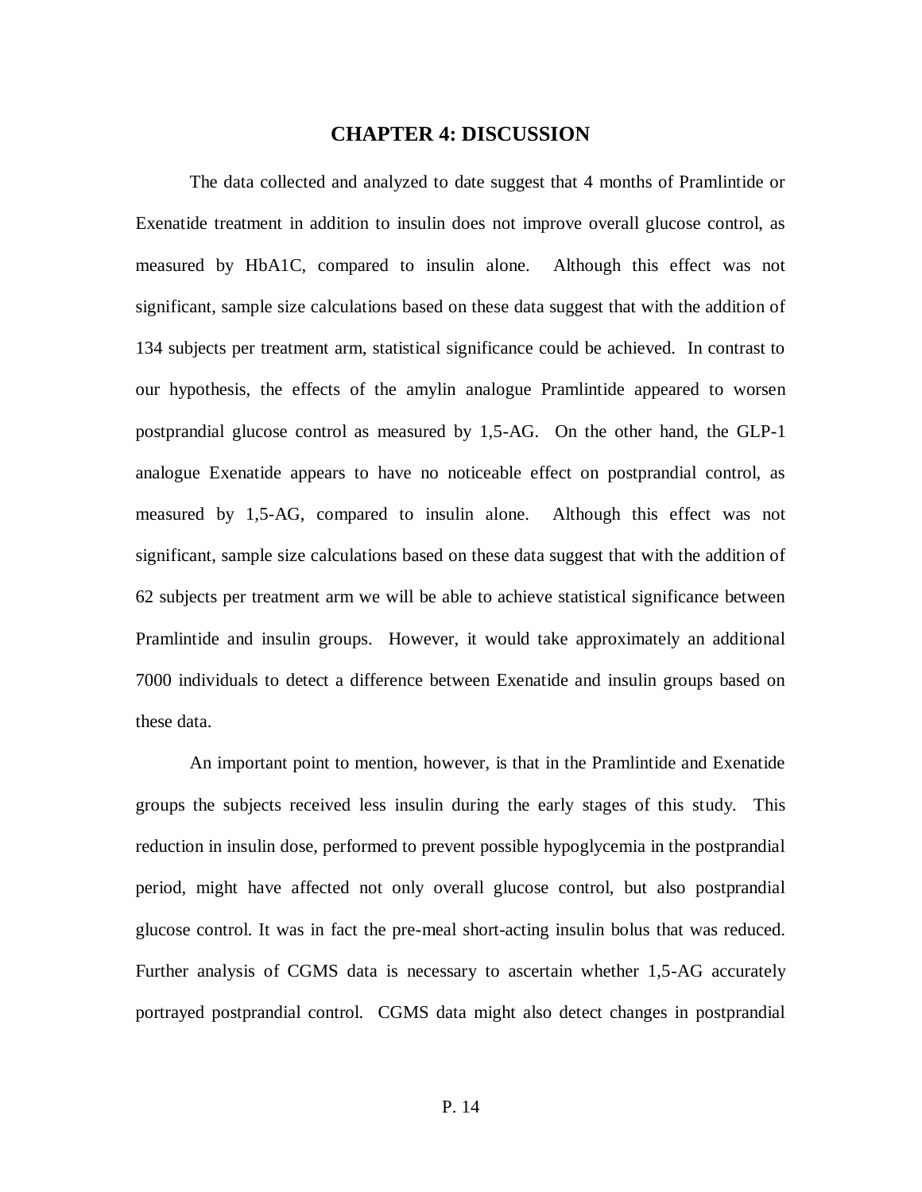# CHAPTER 4: DISCUSSION

The data collected and analyzed to date suggest that 4 months of Pramlintide or Exenatide treatment in addition to insulin does not improve overall glucose control, as measured by HbA1C, compared to insulin alone. Although this effect was not significant, sample size calculations based on these data suggest that with the addition of 134 subjects per treatment arm, statistical significance could be achieved. In contrast to our hypothesis, the effects of the amylin analogue Pramlintide appeared to worsen postprandial glucose control as measured by 1,5-AG. On the other hand, the GLP-1 analogue Exenatide appears to have no noticeable effect on postprandial control, as measured by 1,5-AG, compared to insulin alone. Although this effect was not significant, sample size calculations based on these data suggest that with the addition of 62 subjects per treatment arm we will be able to achieve statistical significance between Pramlintide and insulin groups. However, it would take approximately an additional 7000 individuals to detect a difference between Exenatide and insulin groups based on these data.

An important point to mention, however, is that in the Pramlintide and Exenatide groups the subjects received less insulin during the early stages of this study. This reduction in insulin dose, performed to prevent possible hypoglycemia in the postprandial period, might have affected not only overall glucose control, but also postprandial glucose control. It was in fact the pre-meal short-acting insulin bolus that was reduced. Further analysis of CGMS data is necessary to ascertain whether 1,5-AG accurately portrayed postprandial control. CGMS data might also detect changes in postprandial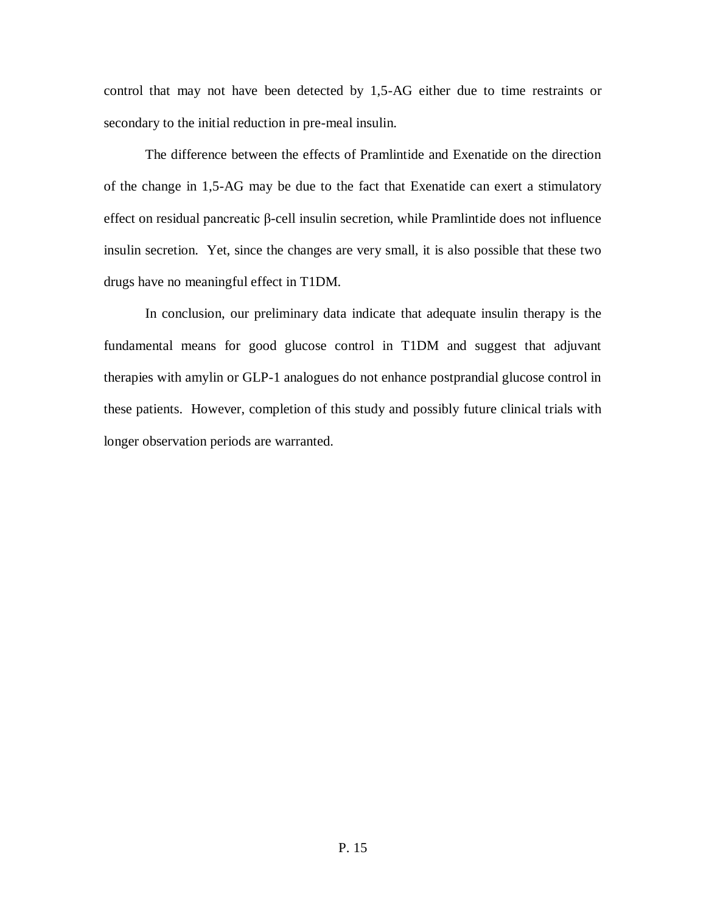control that may not have been detected by 1,5-AG either due to time restraints or secondary to the initial reduction in pre-meal insulin.

The difference between the effects of Pramlintide and Exenatide on the direction of the change in 1,5-AG may be due to the fact that Exenatide can exert a stimulatory effect on residual pancreatic β-cell insulin secretion, while Pramlintide does not influence insulin secretion. Yet, since the changes are very small, it is also possible that these two drugs have no meaningful effect in T1DM.

In conclusion, our preliminary data indicate that adequate insulin therapy is the fundamental means for good glucose control in T1DM and suggest that adjuvant therapies with amylin or GLP-1 analogues do not enhance postprandial glucose control in these patients. However, completion of this study and possibly future clinical trials with longer observation periods are warranted.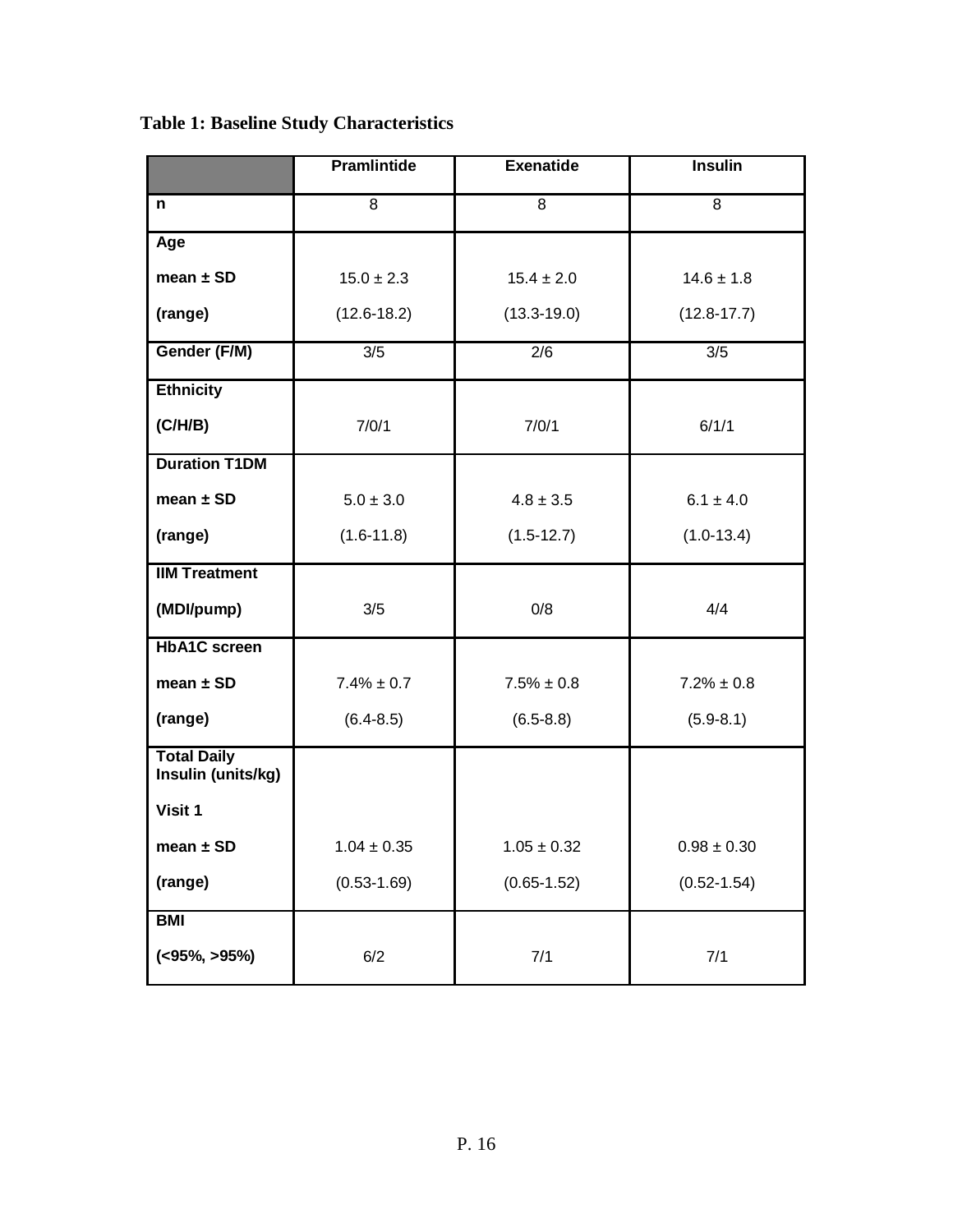**Table 1: Baseline Study Characteristics**

| | Pramlintide | Exenatide | Insulin |
|---|---|---|---|
| n | 8 | 8 | 8 |
| Age<br>mean ± SD<br>(range) | 15.0 ± 2.3<br>(12.6-18.2) | 15.4 ± 2.0<br>(13.3-19.0) | 14.6 ± 1.8<br>(12.8-17.7) |
| Gender (F/M) | 3/5 | 2/6 | 3/5 |
| Ethnicity<br>(C/H/B) | 7/0/1 | 7/0/1 | 6/1/1 |
| Duration T1DM<br>mean ± SD<br>(range) | 5.0 ± 3.0<br>(1.6-11.8) | 4.8 ± 3.5<br>(1.5-12.7) | 6.1 ± 4.0<br>(1.0-13.4) |
| IIM Treatment<br>(MDI/pump) | 3/5 | 0/8 | 4/4 |
| HbA1C screen<br>mean ± SD<br>(range) | 7.4% ± 0.7<br>(6.4-8.5) | 7.5% ± 0.8<br>(6.5-8.8) | 7.2% ± 0.8<br>(5.9-8.1) |
| Total Daily Insulin (units/kg)<br>Visit 1<br>mean ± SD<br>(range) | 1.04 ± 0.35<br>(0.53-1.69) | 1.05 ± 0.32<br>(0.65-1.52) | 0.98 ± 0.30<br>(0.52-1.54) |
| BMI<br>(<95%, >95%) | 6/2 | 7/1 | 7/1 |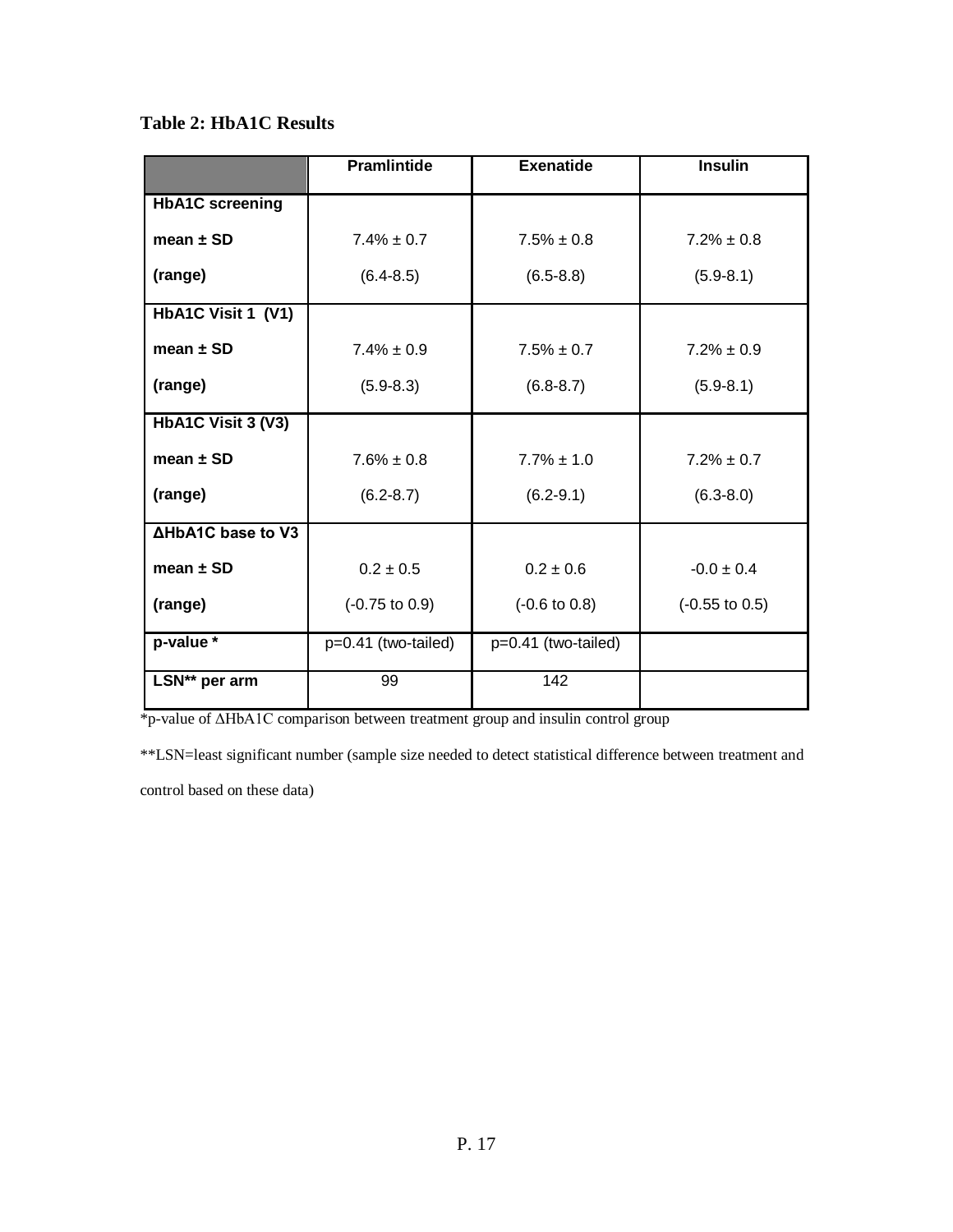**Table 2: HbA1C Results**

| | Pramlintide | Exenatide | Insulin |
|---|---|---|---|
| **HbA1C screening** | | | |
| **mean ± SD** | 7.4% ± 0.7 | 7.5% ± 0.8 | 7.2% ± 0.8 |
| **(range)** | (6.4-8.5) | (6.5-8.8) | (5.9-8.1) |
| **HbA1C Visit 1 (V1)** | | | |
| **mean ± SD** | 7.4% ± 0.9 | 7.5% ± 0.7 | 7.2% ± 0.9 |
| **(range)** | (5.9-8.3) | (6.8-8.7) | (5.9-8.1) |
| **HbA1C Visit 3 (V3)** | | | |
| **mean ± SD** | 7.6% ± 0.8 | 7.7% ± 1.0 | 7.2% ± 0.7 |
| **(range)** | (6.2-8.7) | (6.2-9.1) | (6.3-8.0) |
| **ΔHbA1C base to V3** | | | |
| **mean ± SD** | 0.2 ± 0.5 | 0.2 ± 0.6 | -0.0 ± 0.4 |
| **(range)** | (-0.75 to 0.9) | (-0.6 to 0.8) | (-0.55 to 0.5) |
| **p-value *** | p=0.41 (two-tailed) | p=0.41 (two-tailed) | |
| **LSN** per arm** | 99 | 142 | |

*p-value of ΔHbA1C comparison between treatment group and insulin control group

**LSN=least significant number (sample size needed to detect statistical difference between treatment and control based on these data)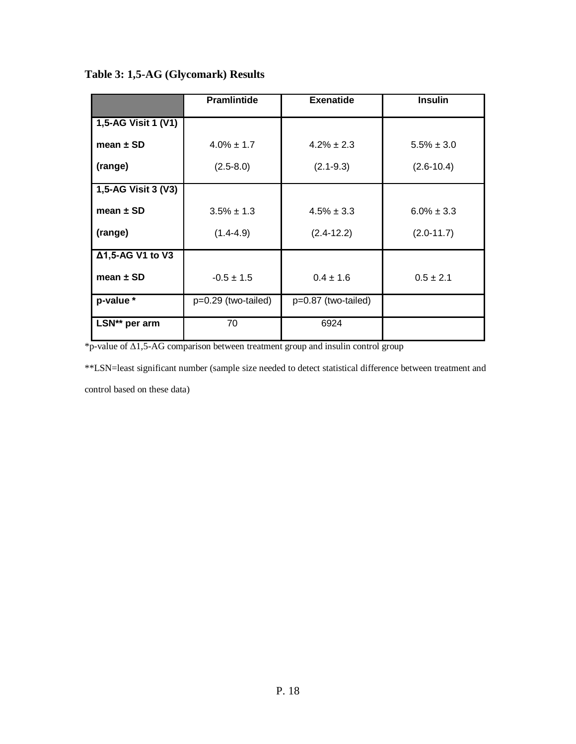**Table 3: 1,5-AG (Glycomark) Results**

| | Pramlintide | Exenatide | Insulin |
|---|---|---|---|
| **1,5-AG Visit 1 (V1)** | | | |
| **mean ± SD** | 4.0% ± 1.7 | 4.2% ± 2.3 | 5.5% ± 3.0 |
| **(range)** | (2.5-8.0) | (2.1-9.3) | (2.6-10.4) |
| **1,5-AG Visit 3 (V3)** | | | |
| **mean ± SD** | 3.5% ± 1.3 | 4.5% ± 3.3 | 6.0% ± 3.3 |
| **(range)** | (1.4-4.9) | (2.4-12.2) | (2.0-11.7) |
| **Δ1,5-AG V1 to V3** | | | |
| **mean ± SD** | -0.5 ± 1.5 | 0.4 ± 1.6 | 0.5 ± 2.1 |
| **p-value *** | p=0.29 (two-tailed) | p=0.87 (two-tailed) | |
| **LSN** per arm** | 70 | 6924 | |

*p-value of Δ1,5-AG comparison between treatment group and insulin control group

**LSN=least significant number (sample size needed to detect statistical difference between treatment and control based on these data)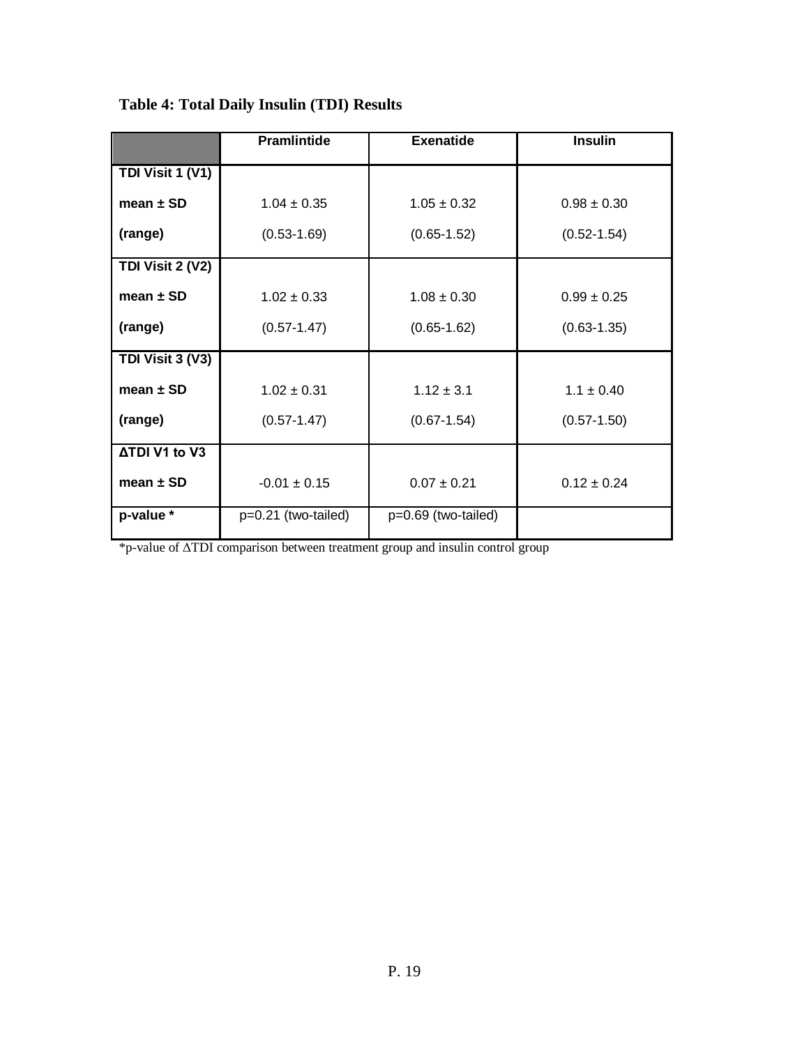**Table 4: Total Daily Insulin (TDI) Results**

| | Pramlintide | Exenatide | Insulin |
|---|---|---|---|
| **TDI Visit 1 (V1)** **mean ± SD** **(range)** | 1.04 ± 0.35 (0.53-1.69) | 1.05 ± 0.32 (0.65-1.52) | 0.98 ± 0.30 (0.52-1.54) |
| **TDI Visit 2 (V2)** **mean ± SD** **(range)** | 1.02 ± 0.33 (0.57-1.47) | 1.08 ± 0.30 (0.65-1.62) | 0.99 ± 0.25 (0.63-1.35) |
| **TDI Visit 3 (V3)** **mean ± SD** **(range)** | 1.02 ± 0.31 (0.57-1.47) | 1.12 ± 3.1 (0.67-1.54) | 1.1 ± 0.40 (0.57-1.50) |
| **ΔTDI V1 to V3** **mean ± SD** | -0.01 ± 0.15 | 0.07 ± 0.21 | 0.12 ± 0.24 |
| **p-value *** | p=0.21 (two-tailed) | p=0.69 (two-tailed) | |

*p-value of ΔTDI comparison between treatment group and insulin control group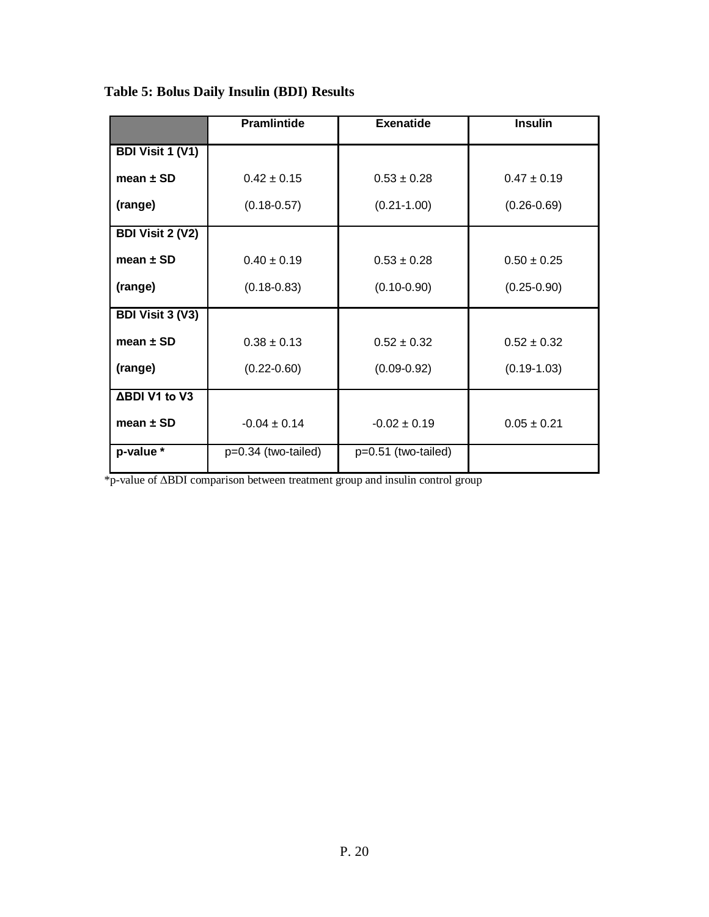**Table 5: Bolus Daily Insulin (BDI) Results**

| | Pramlintide | Exenatide | Insulin |
|---|---|---|---|
| **BDI Visit 1 (V1)** | | | |
| **mean ± SD** | 0.42 ± 0.15 | 0.53 ± 0.28 | 0.47 ± 0.19 |
| **(range)** | (0.18-0.57) | (0.21-1.00) | (0.26-0.69) |
| **BDI Visit 2 (V2)** | | | |
| **mean ± SD** | 0.40 ± 0.19 | 0.53 ± 0.28 | 0.50 ± 0.25 |
| **(range)** | (0.18-0.83) | (0.10-0.90) | (0.25-0.90) |
| **BDI Visit 3 (V3)** | | | |
| **mean ± SD** | 0.38 ± 0.13 | 0.52 ± 0.32 | 0.52 ± 0.32 |
| **(range)** | (0.22-0.60) | (0.09-0.92) | (0.19-1.03) |
| **ΔBDI V1 to V3** | | | |
| **mean ± SD** | -0.04 ± 0.14 | -0.02 ± 0.19 | 0.05 ± 0.21 |
| **p-value *** | p=0.34 (two-tailed) | p=0.51 (two-tailed) | |

*p-value of ΔBDI comparison between treatment group and insulin control group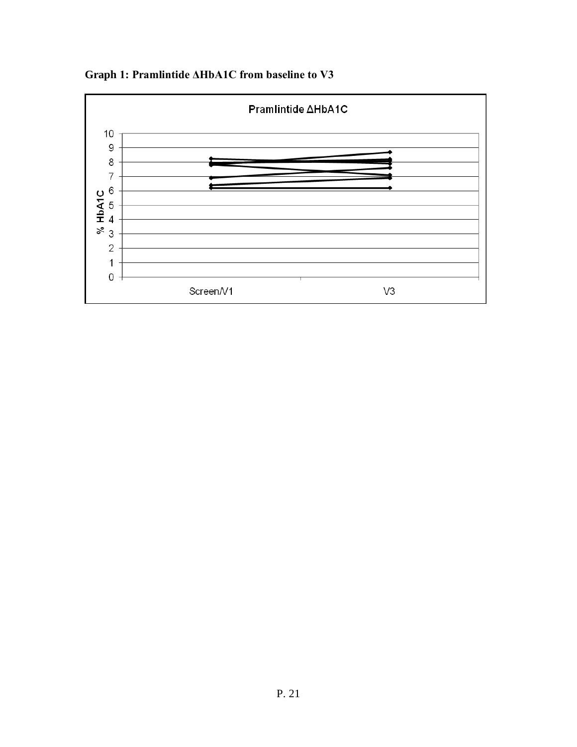**Graph 1: Pramlintide ΔHbA1C from baseline to V3**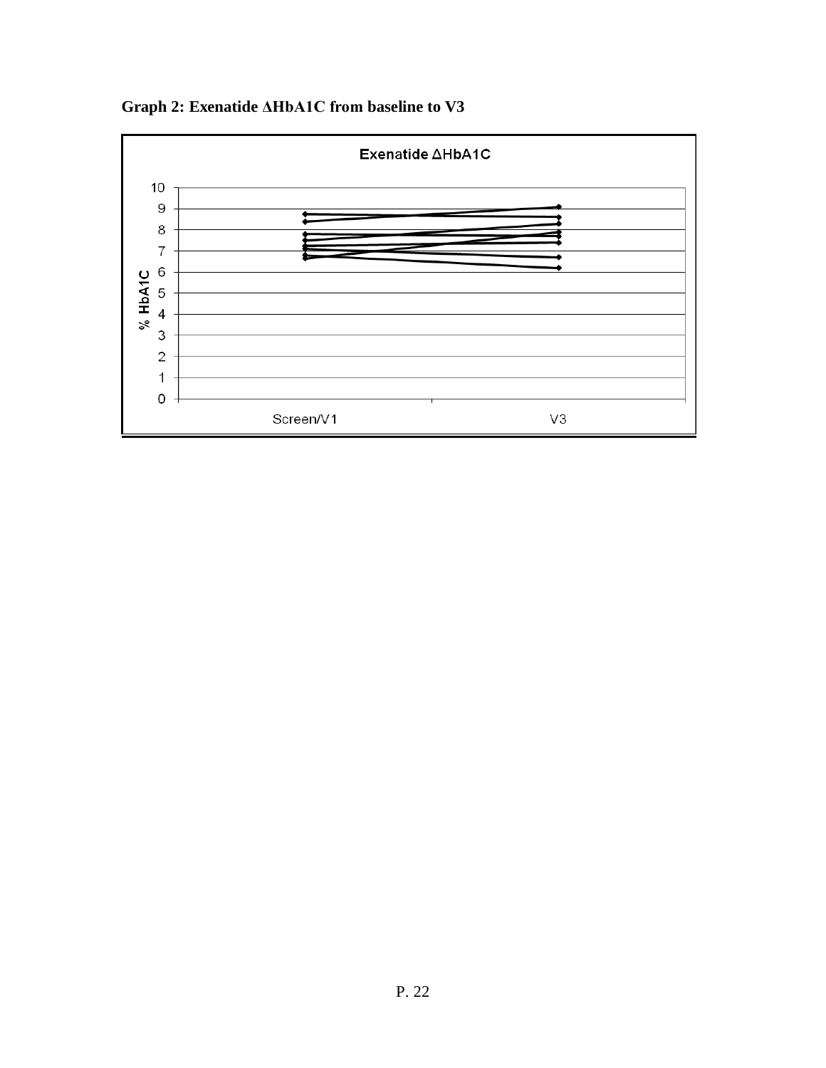**Graph 2: Exenatide ΔHbA1C from baseline to V3**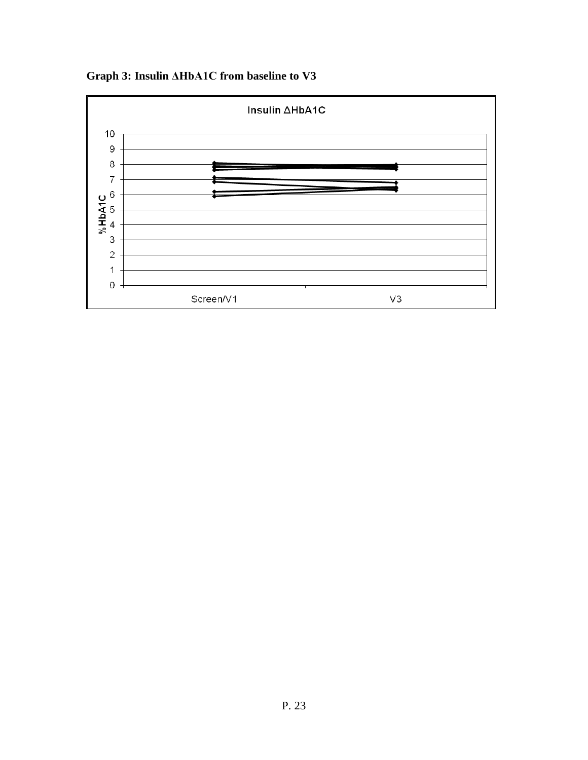**Graph 3: Insulin ΔHbA1C from baseline to V3**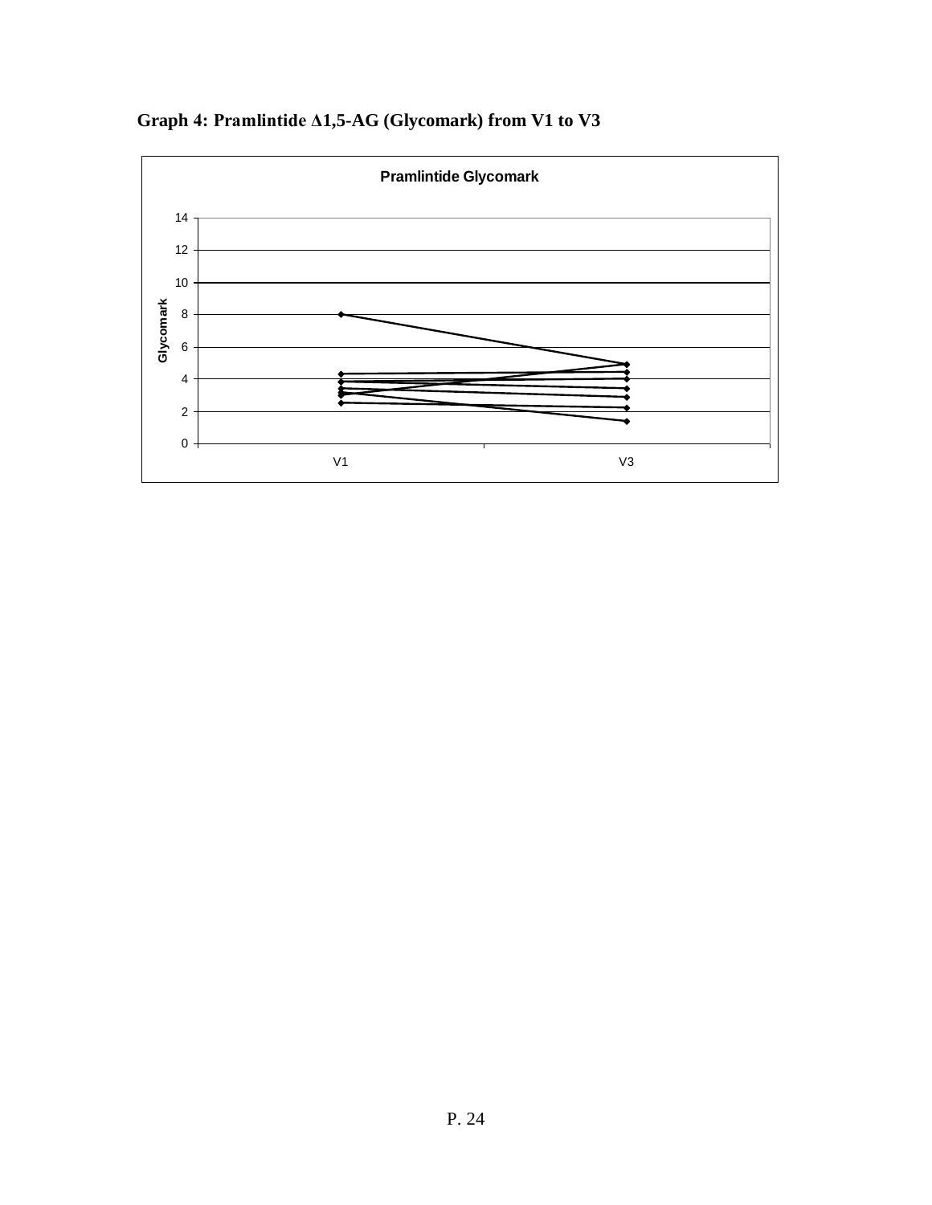**Graph 4: Pramlintide Δ1,5-AG (Glycomark) from V1 to V3**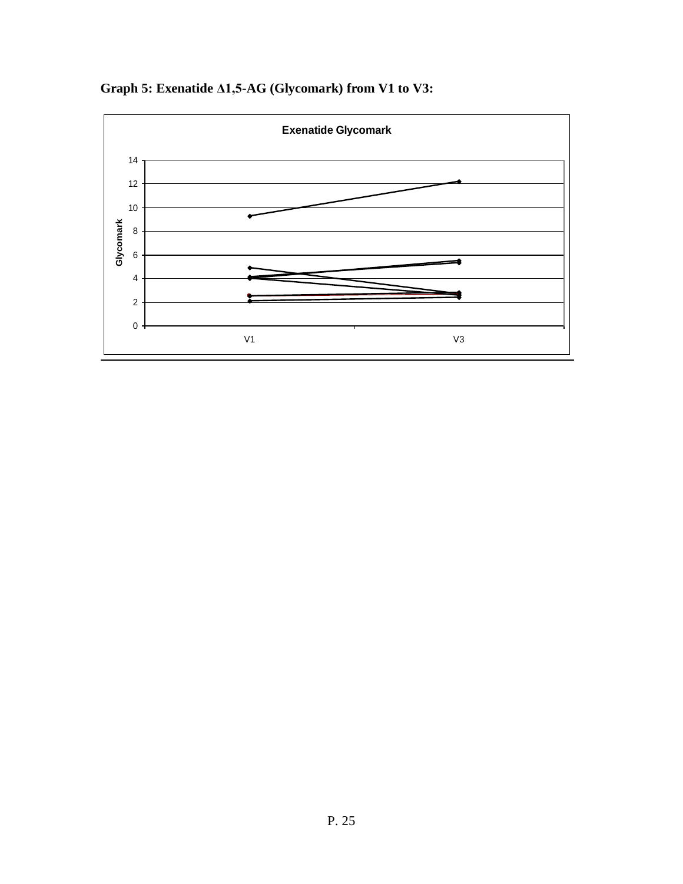**Graph 5: Exenatide Δ1,5-AG (Glycomark) from V1 to V3:**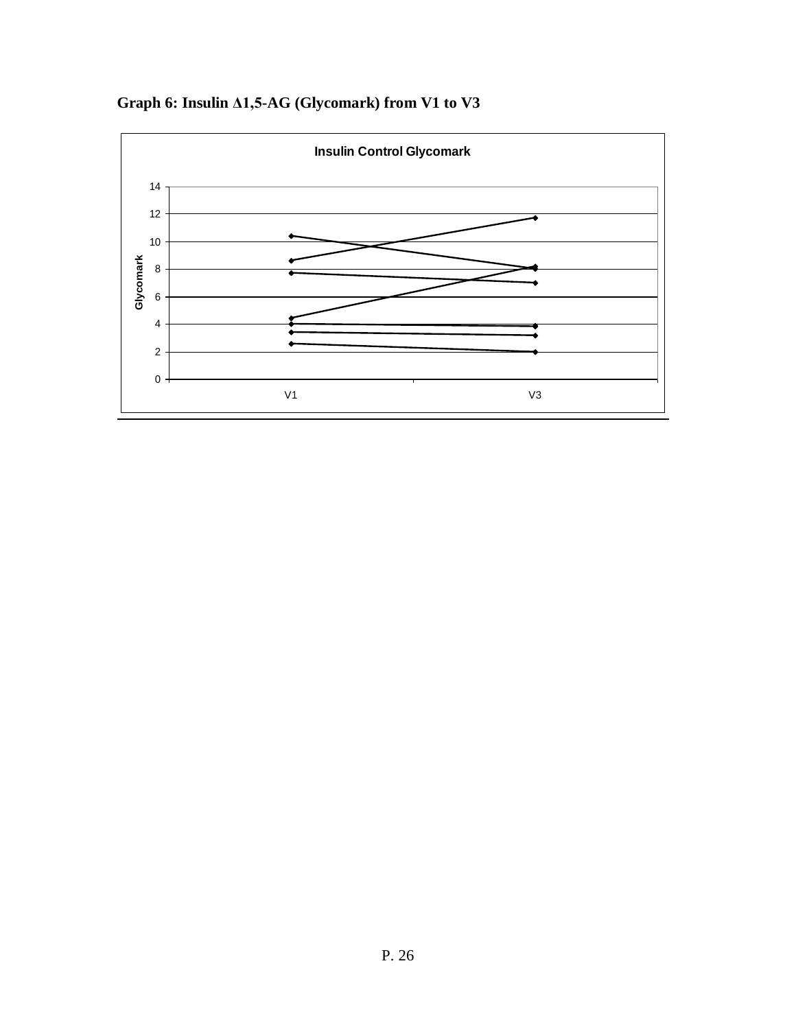**Graph 6: Insulin Δ1,5-AG (Glycomark) from V1 to V3**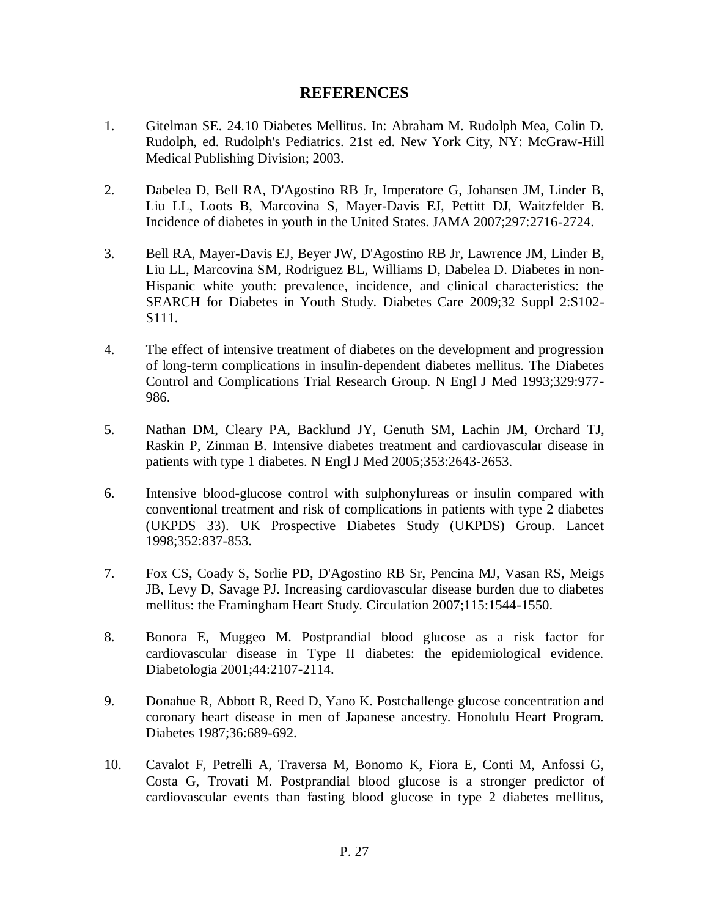# REFERENCES

1. Gitelman SE. 24.10 Diabetes Mellitus. In: Abraham M. Rudolph Mea, Colin D. Rudolph, ed. Rudolph's Pediatrics. 21st ed. New York City, NY: McGraw-Hill Medical Publishing Division; 2003.

2. Dabelea D, Bell RA, D'Agostino RB Jr, Imperatore G, Johansen JM, Linder B, Liu LL, Loots B, Marcovina S, Mayer-Davis EJ, Pettitt DJ, Waitzfelder B. Incidence of diabetes in youth in the United States. JAMA 2007;297:2716-2724.

3. Bell RA, Mayer-Davis EJ, Beyer JW, D'Agostino RB Jr, Lawrence JM, Linder B, Liu LL, Marcovina SM, Rodriguez BL, Williams D, Dabelea D. Diabetes in non-Hispanic white youth: prevalence, incidence, and clinical characteristics: the SEARCH for Diabetes in Youth Study. Diabetes Care 2009;32 Suppl 2:S102-S111.

4. The effect of intensive treatment of diabetes on the development and progression of long-term complications in insulin-dependent diabetes mellitus. The Diabetes Control and Complications Trial Research Group. N Engl J Med 1993;329:977-986.

5. Nathan DM, Cleary PA, Backlund JY, Genuth SM, Lachin JM, Orchard TJ, Raskin P, Zinman B. Intensive diabetes treatment and cardiovascular disease in patients with type 1 diabetes. N Engl J Med 2005;353:2643-2653.

6. Intensive blood-glucose control with sulphonylureas or insulin compared with conventional treatment and risk of complications in patients with type 2 diabetes (UKPDS 33). UK Prospective Diabetes Study (UKPDS) Group. Lancet 1998;352:837-853.

7. Fox CS, Coady S, Sorlie PD, D'Agostino RB Sr, Pencina MJ, Vasan RS, Meigs JB, Levy D, Savage PJ. Increasing cardiovascular disease burden due to diabetes mellitus: the Framingham Heart Study. Circulation 2007;115:1544-1550.

8. Bonora E, Muggeo M. Postprandial blood glucose as a risk factor for cardiovascular disease in Type II diabetes: the epidemiological evidence. Diabetologia 2001;44:2107-2114.

9. Donahue R, Abbott R, Reed D, Yano K. Postchallenge glucose concentration and coronary heart disease in men of Japanese ancestry. Honolulu Heart Program. Diabetes 1987;36:689-692.

10. Cavalot F, Petrelli A, Traversa M, Bonomo K, Fiora E, Conti M, Anfossi G, Costa G, Trovati M. Postprandial blood glucose is a stronger predictor of cardiovascular events than fasting blood glucose in type 2 diabetes mellitus,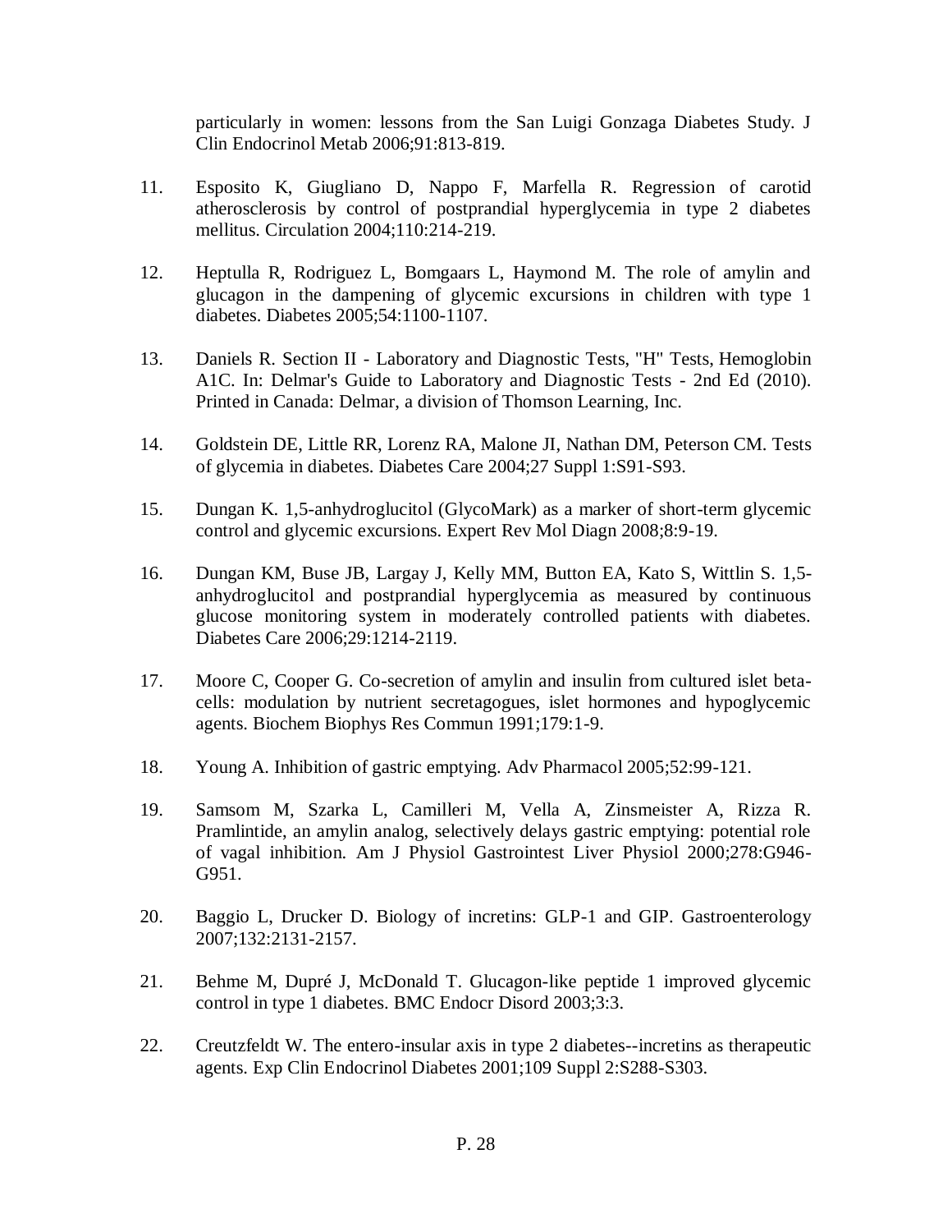particularly in women: lessons from the San Luigi Gonzaga Diabetes Study. J Clin Endocrinol Metab 2006;91:813-819.

11. Esposito K, Giugliano D, Nappo F, Marfella R. Regression of carotid atherosclerosis by control of postprandial hyperglycemia in type 2 diabetes mellitus. Circulation 2004;110:214-219.

12. Heptulla R, Rodriguez L, Bomgaars L, Haymond M. The role of amylin and glucagon in the dampening of glycemic excursions in children with type 1 diabetes. Diabetes 2005;54:1100-1107.

13. Daniels R. Section II - Laboratory and Diagnostic Tests, "H" Tests, Hemoglobin A1C. In: Delmar's Guide to Laboratory and Diagnostic Tests - 2nd Ed (2010). Printed in Canada: Delmar, a division of Thomson Learning, Inc.

14. Goldstein DE, Little RR, Lorenz RA, Malone JI, Nathan DM, Peterson CM. Tests of glycemia in diabetes. Diabetes Care 2004;27 Suppl 1:S91-S93.

15. Dungan K. 1,5-anhydroglucitol (GlycoMark) as a marker of short-term glycemic control and glycemic excursions. Expert Rev Mol Diagn 2008;8:9-19.

16. Dungan KM, Buse JB, Largay J, Kelly MM, Button EA, Kato S, Wittlin S. 1,5-anhydroglucitol and postprandial hyperglycemia as measured by continuous glucose monitoring system in moderately controlled patients with diabetes. Diabetes Care 2006;29:1214-2119.

17. Moore C, Cooper G. Co-secretion of amylin and insulin from cultured islet beta-cells: modulation by nutrient secretagogues, islet hormones and hypoglycemic agents. Biochem Biophys Res Commun 1991;179:1-9.

18. Young A. Inhibition of gastric emptying. Adv Pharmacol 2005;52:99-121.

19. Samsom M, Szarka L, Camilleri M, Vella A, Zinsmeister A, Rizza R. Pramlintide, an amylin analog, selectively delays gastric emptying: potential role of vagal inhibition. Am J Physiol Gastrointest Liver Physiol 2000;278:G946-G951.

20. Baggio L, Drucker D. Biology of incretins: GLP-1 and GIP. Gastroenterology 2007;132:2131-2157.

21. Behme M, Dupré J, McDonald T. Glucagon-like peptide 1 improved glycemic control in type 1 diabetes. BMC Endocr Disord 2003;3:3.

22. Creutzfeldt W. The entero-insular axis in type 2 diabetes--incretins as therapeutic agents. Exp Clin Endocrinol Diabetes 2001;109 Suppl 2:S288-S303.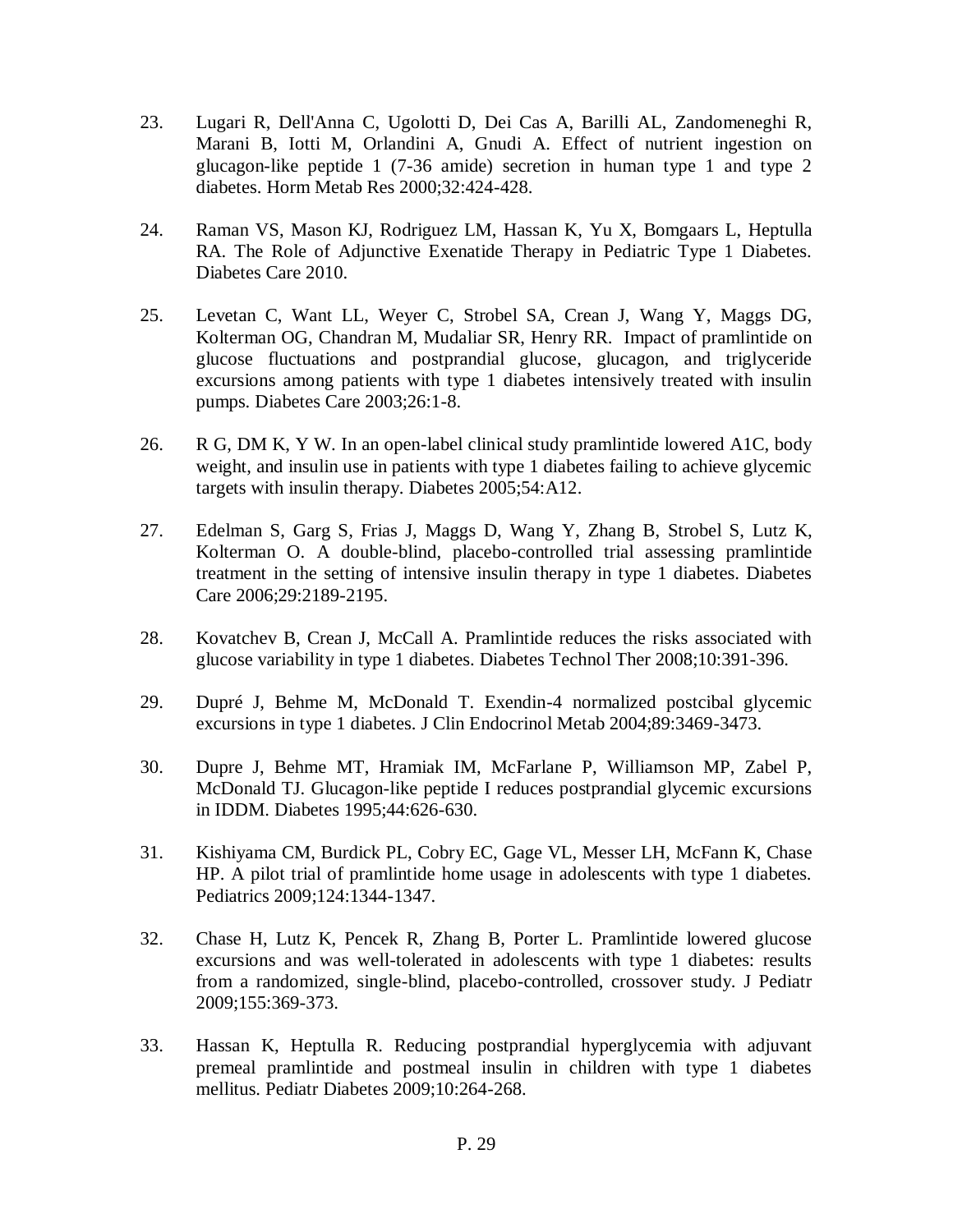23. Lugari R, Dell'Anna C, Ugolotti D, Dei Cas A, Barilli AL, Zandomeneghi R, Marani B, Iotti M, Orlandini A, Gnudi A. Effect of nutrient ingestion on glucagon-like peptide 1 (7-36 amide) secretion in human type 1 and type 2 diabetes. Horm Metab Res 2000;32:424-428.

24. Raman VS, Mason KJ, Rodriguez LM, Hassan K, Yu X, Bomgaars L, Heptulla RA. The Role of Adjunctive Exenatide Therapy in Pediatric Type 1 Diabetes. Diabetes Care 2010.

25. Levetan C, Want LL, Weyer C, Strobel SA, Crean J, Wang Y, Maggs DG, Kolterman OG, Chandran M, Mudaliar SR, Henry RR. Impact of pramlintide on glucose fluctuations and postprandial glucose, glucagon, and triglyceride excursions among patients with type 1 diabetes intensively treated with insulin pumps. Diabetes Care 2003;26:1-8.

26. R G, DM K, Y W. In an open-label clinical study pramlintide lowered A1C, body weight, and insulin use in patients with type 1 diabetes failing to achieve glycemic targets with insulin therapy. Diabetes 2005;54:A12.

27. Edelman S, Garg S, Frias J, Maggs D, Wang Y, Zhang B, Strobel S, Lutz K, Kolterman O. A double-blind, placebo-controlled trial assessing pramlintide treatment in the setting of intensive insulin therapy in type 1 diabetes. Diabetes Care 2006;29:2189-2195.

28. Kovatchev B, Crean J, McCall A. Pramlintide reduces the risks associated with glucose variability in type 1 diabetes. Diabetes Technol Ther 2008;10:391-396.

29. Dupré J, Behme M, McDonald T. Exendin-4 normalized postcibal glycemic excursions in type 1 diabetes. J Clin Endocrinol Metab 2004;89:3469-3473.

30. Dupre J, Behme MT, Hramiak IM, McFarlane P, Williamson MP, Zabel P, McDonald TJ. Glucagon-like peptide I reduces postprandial glycemic excursions in IDDM. Diabetes 1995;44:626-630.

31. Kishiyama CM, Burdick PL, Cobry EC, Gage VL, Messer LH, McFann K, Chase HP. A pilot trial of pramlintide home usage in adolescents with type 1 diabetes. Pediatrics 2009;124:1344-1347.

32. Chase H, Lutz K, Pencek R, Zhang B, Porter L. Pramlintide lowered glucose excursions and was well-tolerated in adolescents with type 1 diabetes: results from a randomized, single-blind, placebo-controlled, crossover study. J Pediatr 2009;155:369-373.

33. Hassan K, Heptulla R. Reducing postprandial hyperglycemia with adjuvant premeal pramlintide and postmeal insulin in children with type 1 diabetes mellitus. Pediatr Diabetes 2009;10:264-268.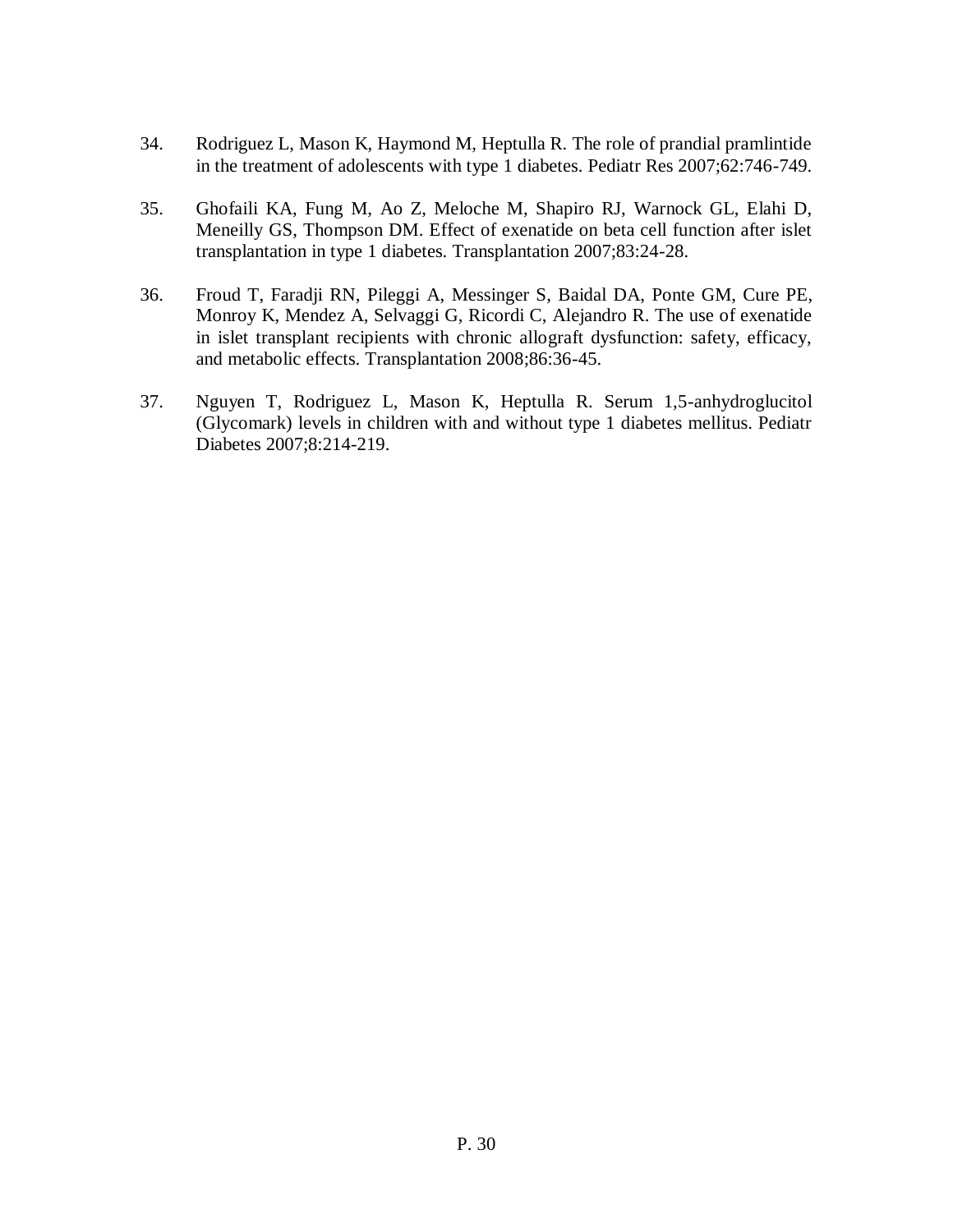34. Rodriguez L, Mason K, Haymond M, Heptulla R. The role of prandial pramlintide in the treatment of adolescents with type 1 diabetes. Pediatr Res 2007;62:746-749.

35. Ghofaili KA, Fung M, Ao Z, Meloche M, Shapiro RJ, Warnock GL, Elahi D, Meneilly GS, Thompson DM. Effect of exenatide on beta cell function after islet transplantation in type 1 diabetes. Transplantation 2007;83:24-28.

36. Froud T, Faradji RN, Pileggi A, Messinger S, Baidal DA, Ponte GM, Cure PE, Monroy K, Mendez A, Selvaggi G, Ricordi C, Alejandro R. The use of exenatide in islet transplant recipients with chronic allograft dysfunction: safety, efficacy, and metabolic effects. Transplantation 2008;86:36-45.

37. Nguyen T, Rodriguez L, Mason K, Heptulla R. Serum 1,5-anhydroglucitol (Glycomark) levels in children with and without type 1 diabetes mellitus. Pediatr Diabetes 2007;8:214-219.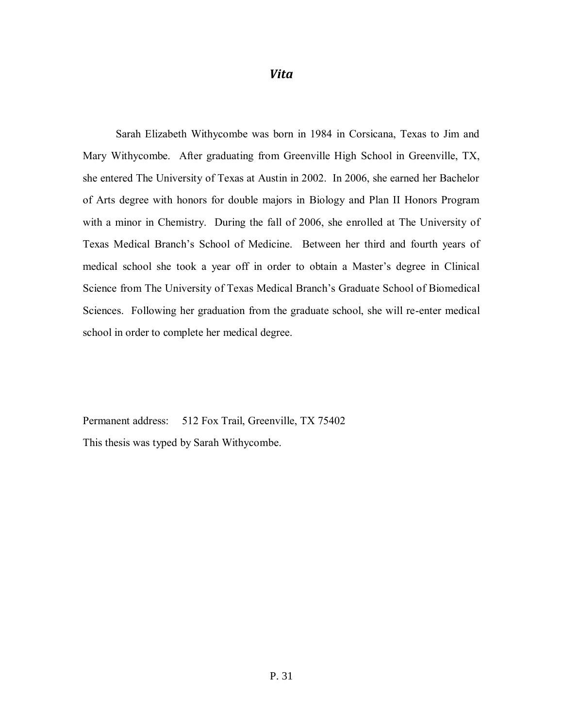# *Vita*

Sarah Elizabeth Withycombe was born in 1984 in Corsicana, Texas to Jim and Mary Withycombe. After graduating from Greenville High School in Greenville, TX, she entered The University of Texas at Austin in 2002. In 2006, she earned her Bachelor of Arts degree with honors for double majors in Biology and Plan II Honors Program with a minor in Chemistry. During the fall of 2006, she enrolled at The University of Texas Medical Branch's School of Medicine. Between her third and fourth years of medical school she took a year off in order to obtain a Master's degree in Clinical Science from The University of Texas Medical Branch's Graduate School of Biomedical Sciences. Following her graduation from the graduate school, she will re-enter medical school in order to complete her medical degree.

Permanent address: 512 Fox Trail, Greenville, TX 75402

This thesis was typed by Sarah Withycombe.